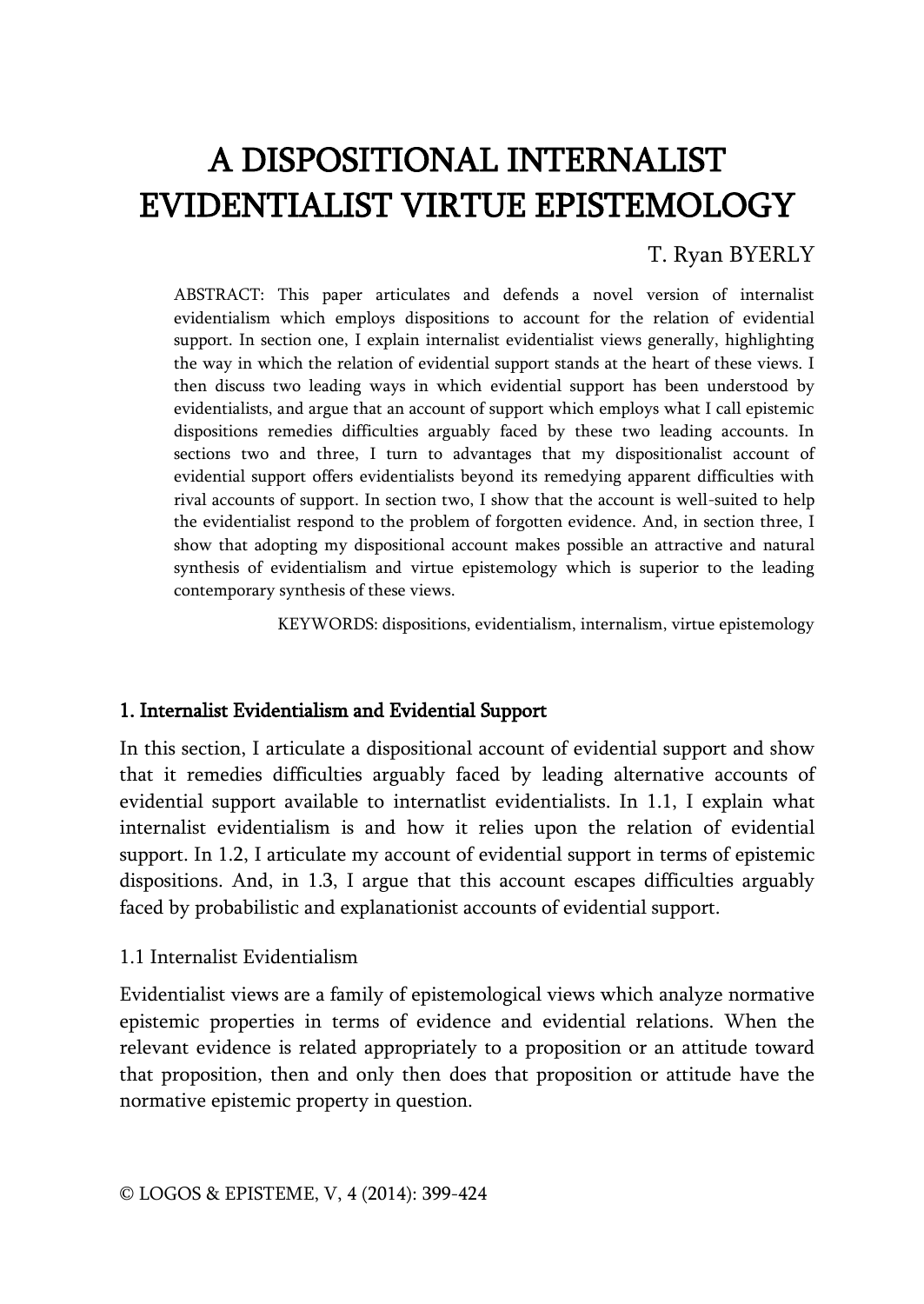# A DISPOSITIONAL INTERNALIST EVIDENTIALIST VIRTUE EPISTEMOLOGY

T. Ryan BYERLY

ABSTRACT: This paper articulates and defends a novel version of internalist evidentialism which employs dispositions to account for the relation of evidential support. In section one, I explain internalist evidentialist views generally, highlighting the way in which the relation of evidential support stands at the heart of these views. I then discuss two leading ways in which evidential support has been understood by evidentialists, and argue that an account of support which employs what I call epistemic dispositions remedies difficulties arguably faced by these two leading accounts. In sections two and three, I turn to advantages that my dispositionalist account of evidential support offers evidentialists beyond its remedying apparent difficulties with rival accounts of support. In section two, I show that the account is well-suited to help the evidentialist respond to the problem of forgotten evidence. And, in section three, I show that adopting my dispositional account makes possible an attractive and natural synthesis of evidentialism and virtue epistemology which is superior to the leading contemporary synthesis of these views.

KEYWORDS: dispositions, evidentialism, internalism, virtue epistemology

## 1. Internalist Evidentialism and Evidential Support

In this section, I articulate a dispositional account of evidential support and show that it remedies difficulties arguably faced by leading alternative accounts of evidential support available to internatlist evidentialists. In 1.1, I explain what internalist evidentialism is and how it relies upon the relation of evidential support. In 1.2, I articulate my account of evidential support in terms of epistemic dispositions. And, in 1.3, I argue that this account escapes difficulties arguably faced by probabilistic and explanationist accounts of evidential support.

### 1.1 Internalist Evidentialism

Evidentialist views are a family of epistemological views which analyze normative epistemic properties in terms of evidence and evidential relations. When the relevant evidence is related appropriately to a proposition or an attitude toward that proposition, then and only then does that proposition or attitude have the normative epistemic property in question.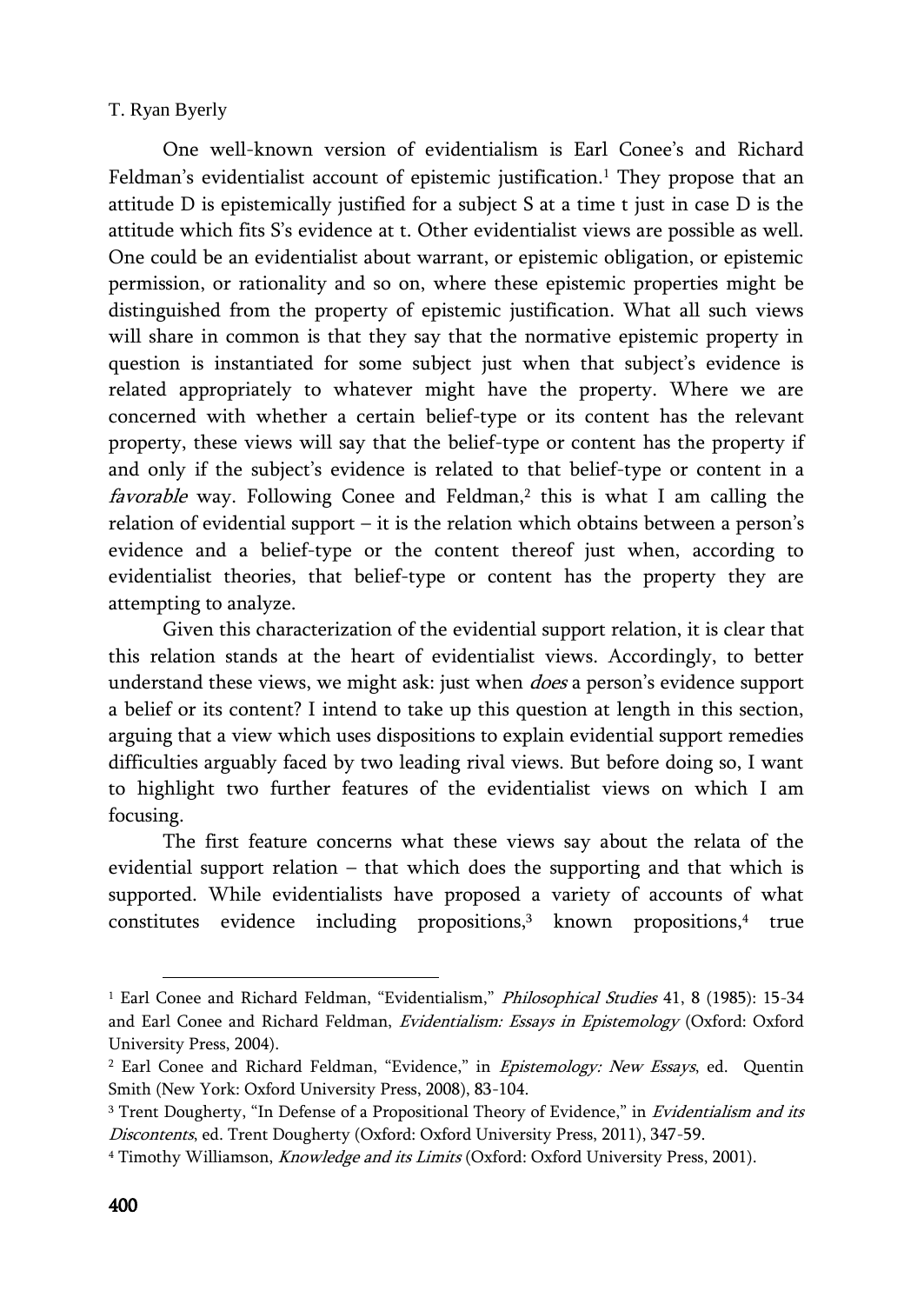One well-known version of evidentialism is Earl Conee's and Richard Feldman's evidentialist account of epistemic justification.[1] They propose that an attitude D is epistemically justified for a subject S at a time t just in case D is the attitude which fits S's evidence at t. Other evidentialist views are possible as well. One could be an evidentialist about warrant, or epistemic obligation, or epistemic permission, or rationality and so on, where these epistemic properties might be distinguished from the property of epistemic justification. What all such views will share in common is that they say that the normative epistemic property in question is instantiated for some subject just when that subject's evidence is related appropriately to whatever might have the property. Where we are concerned with whether a certain belief-type or its content has the relevant property, these views will say that the belief-type or content has the property if and only if the subject's evidence is related to that belief-type or content in a *favorable* way. Following Conee and Feldman,[2] this is what I am calling the relation of evidential support – it is the relation which obtains between a person's evidence and a belief-type or the content thereof just when, according to evidentialist theories, that belief-type or content has the property they are attempting to analyze.

Given this characterization of the evidential support relation, it is clear that this relation stands at the heart of evidentialist views. Accordingly, to better understand these views, we might ask: just when *does* a person's evidence support a belief or its content? I intend to take up this question at length in this section, arguing that a view which uses dispositions to explain evidential support remedies difficulties arguably faced by two leading rival views. But before doing so, I want to highlight two further features of the evidentialist views on which I am focusing.

The first feature concerns what these views say about the relata of the evidential support relation – that which does the supporting and that which is supported. While evidentialists have proposed a variety of accounts of what constitutes evidence including propositions,[3] known propositions,[4] true

---

[1] Earl Conee and Richard Feldman, "Evidentialism," *Philosophical Studies* 41, 8 (1985): 15-34 and Earl Conee and Richard Feldman, *Evidentialism: Essays in Epistemology* (Oxford: Oxford University Press, 2004).

[2] Earl Conee and Richard Feldman, "Evidence," in *Epistemology: New Essays*, ed. Quentin Smith (New York: Oxford University Press, 2008), 83-104.

[3] Trent Dougherty, "In Defense of a Propositional Theory of Evidence," in *Evidentialism and its Discontents*, ed. Trent Dougherty (Oxford: Oxford University Press, 2011), 347-59.

[4] Timothy Williamson, *Knowledge and its Limits* (Oxford: Oxford University Press, 2001).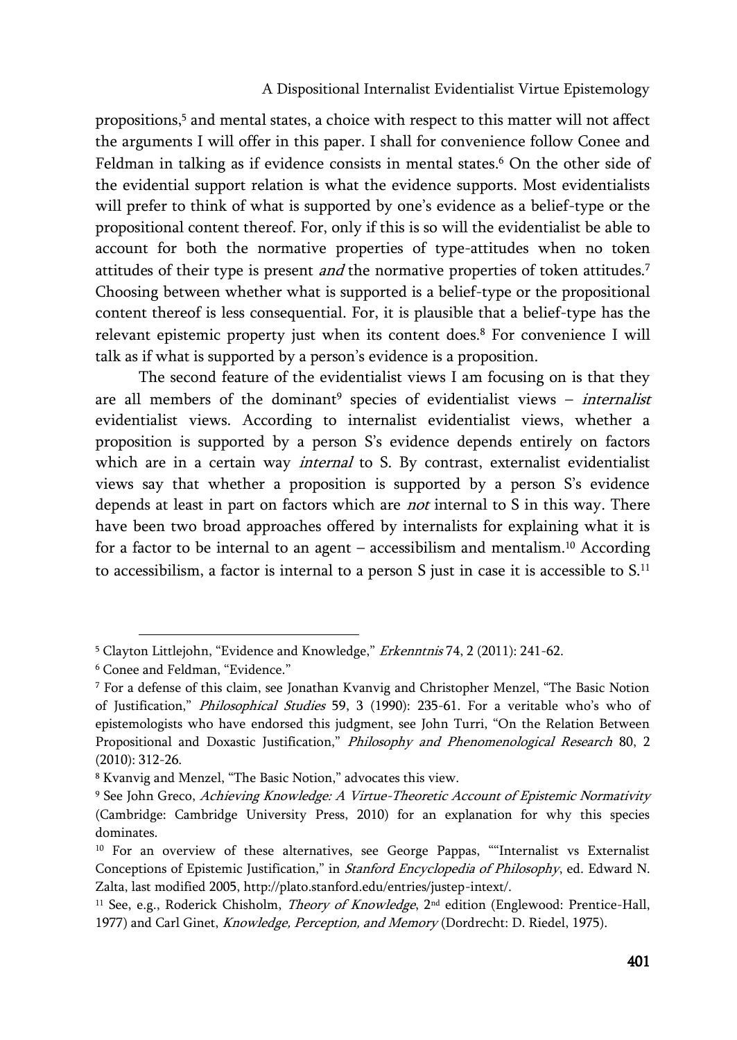propositions,[5] and mental states, a choice with respect to this matter will not affect the arguments I will offer in this paper. I shall for convenience follow Conee and Feldman in talking as if evidence consists in mental states.[6] On the other side of the evidential support relation is what the evidence supports. Most evidentialists will prefer to think of what is supported by one's evidence as a belief-type or the propositional content thereof. For, only if this is so will the evidentialist be able to account for both the normative properties of type-attitudes when no token attitudes of their type is present *and* the normative properties of token attitudes.[7] Choosing between whether what is supported is a belief-type or the propositional content thereof is less consequential. For, it is plausible that a belief-type has the relevant epistemic property just when its content does.[8] For convenience I will talk as if what is supported by a person's evidence is a proposition.

The second feature of the evidentialist views I am focusing on is that they are all members of the dominant[9] species of evidentialist views – *internalist* evidentialist views. According to internalist evidentialist views, whether a proposition is supported by a person S's evidence depends entirely on factors which are in a certain way *internal* to S. By contrast, externalist evidentialist views say that whether a proposition is supported by a person S's evidence depends at least in part on factors which are *not* internal to S in this way. There have been two broad approaches offered by internalists for explaining what it is for a factor to be internal to an agent – accessibilism and mentalism.[10] According to accessibilism, a factor is internal to a person S just in case it is accessible to S.[11]

---

[5] Clayton Littlejohn, "Evidence and Knowledge," *Erkenntnis* 74, 2 (2011): 241-62.

[6] Conee and Feldman, "Evidence."

[7] For a defense of this claim, see Jonathan Kvanvig and Christopher Menzel, "The Basic Notion of Justification," *Philosophical Studies* 59, 3 (1990): 235-61. For a veritable who's who of epistemologists who have endorsed this judgment, see John Turri, "On the Relation Between Propositional and Doxastic Justification," *Philosophy and Phenomenological Research* 80, 2 (2010): 312-26.

[8] Kvanvig and Menzel, "The Basic Notion," advocates this view.

[9] See John Greco, *Achieving Knowledge: A Virtue-Theoretic Account of Epistemic Normativity* (Cambridge: Cambridge University Press, 2010) for an explanation for why this species dominates.

[10] For an overview of these alternatives, see George Pappas, ""Internalist vs Externalist Conceptions of Epistemic Justification," in *Stanford Encyclopedia of Philosophy*, ed. Edward N. Zalta, last modified 2005, http://plato.stanford.edu/entries/justep-intext/.

[11] See, e.g., Roderick Chisholm, *Theory of Knowledge*, 2nd edition (Englewood: Prentice-Hall, 1977) and Carl Ginet, *Knowledge, Perception, and Memory* (Dordrecht: D. Riedel, 1975).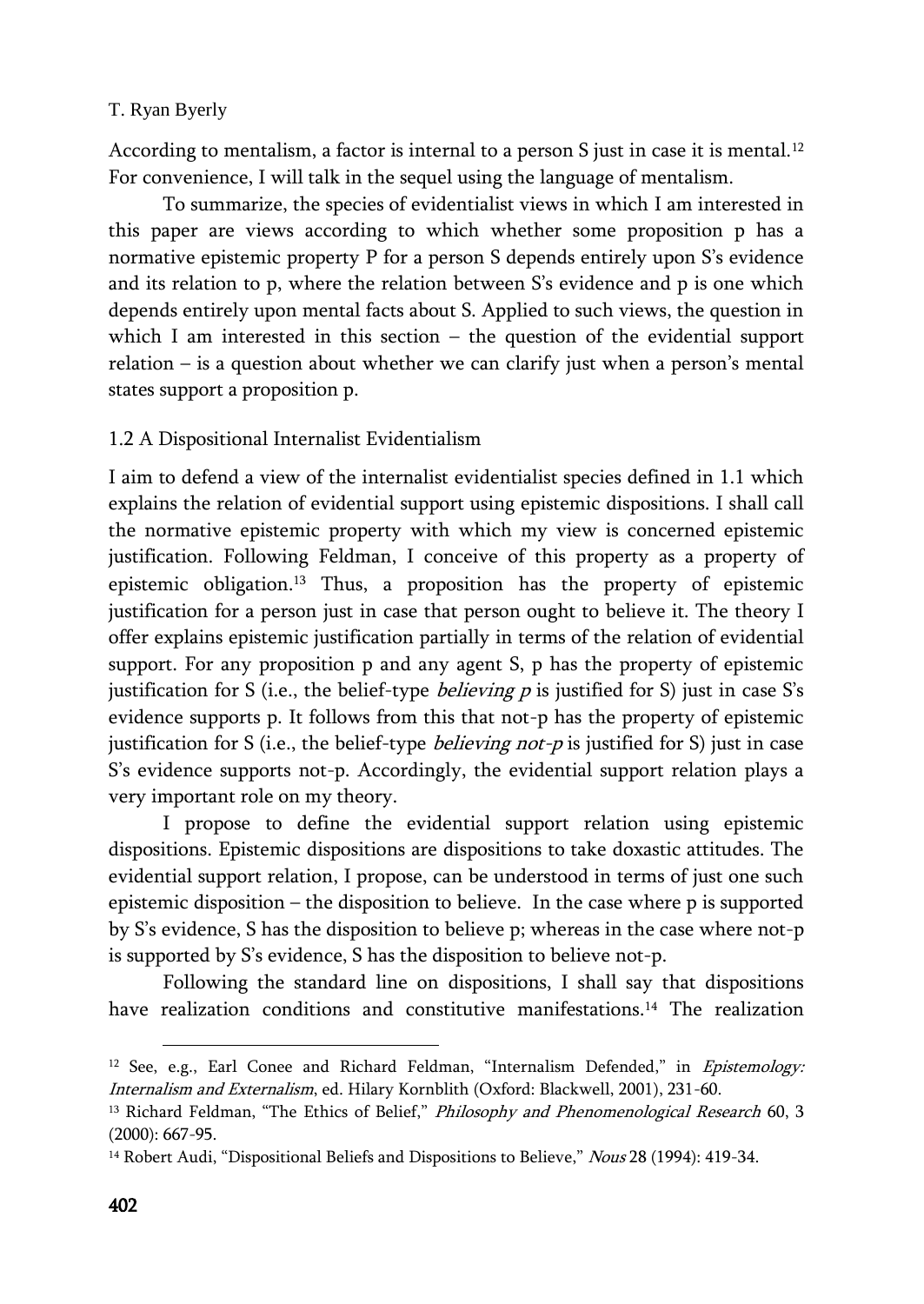According to mentalism, a factor is internal to a person S just in case it is mental.[12] For convenience, I will talk in the sequel using the language of mentalism.

To summarize, the species of evidentialist views in which I am interested in this paper are views according to which whether some proposition p has a normative epistemic property P for a person S depends entirely upon S's evidence and its relation to p, where the relation between S's evidence and p is one which depends entirely upon mental facts about S. Applied to such views, the question in which I am interested in this section – the question of the evidential support relation – is a question about whether we can clarify just when a person's mental states support a proposition p.

## 1.2 A Dispositional Internalist Evidentialism

I aim to defend a view of the internalist evidentialist species defined in 1.1 which explains the relation of evidential support using epistemic dispositions. I shall call the normative epistemic property with which my view is concerned epistemic justification. Following Feldman, I conceive of this property as a property of epistemic obligation.[13] Thus, a proposition has the property of epistemic justification for a person just in case that person ought to believe it. The theory I offer explains epistemic justification partially in terms of the relation of evidential support. For any proposition p and any agent S, p has the property of epistemic justification for S (i.e., the belief-type *believing p* is justified for S) just in case S's evidence supports p. It follows from this that not-p has the property of epistemic justification for S (i.e., the belief-type *believing not-p* is justified for S) just in case S's evidence supports not-p. Accordingly, the evidential support relation plays a very important role on my theory.

I propose to define the evidential support relation using epistemic dispositions. Epistemic dispositions are dispositions to take doxastic attitudes. The evidential support relation, I propose, can be understood in terms of just one such epistemic disposition – the disposition to believe. In the case where p is supported by S's evidence, S has the disposition to believe p; whereas in the case where not-p is supported by S's evidence, S has the disposition to believe not-p.

Following the standard line on dispositions, I shall say that dispositions have realization conditions and constitutive manifestations.[14] The realization

---

[12] See, e.g., Earl Conee and Richard Feldman, "Internalism Defended," in *Epistemology: Internalism and Externalism*, ed. Hilary Kornblith (Oxford: Blackwell, 2001), 231-60.

[13] Richard Feldman, "The Ethics of Belief," *Philosophy and Phenomenological Research* 60, 3 (2000): 667-95.

[14] Robert Audi, "Dispositional Beliefs and Dispositions to Believe," *Nous* 28 (1994): 419-34.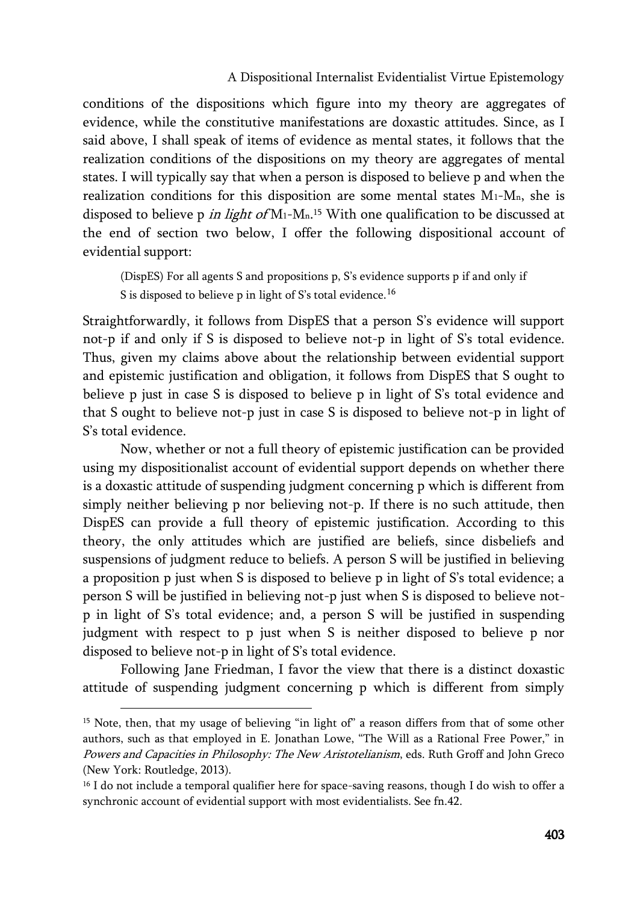conditions of the dispositions which figure into my theory are aggregates of evidence, while the constitutive manifestations are doxastic attitudes. Since, as I said above, I shall speak of items of evidence as mental states, it follows that the realization conditions of the dispositions on my theory are aggregates of mental states. I will typically say that when a person is disposed to believe p and when the realization conditions for this disposition are some mental states $M_1$-$M_n$, she is disposed to believe p *in light of* $M_1$-$M_n$.[15] With one qualification to be discussed at the end of section two below, I offer the following dispositional account of evidential support:

> (DispES) For all agents S and propositions p, S's evidence supports p if and only if S is disposed to believe p in light of S's total evidence.[16]

Straightforwardly, it follows from DispES that a person S's evidence will support not-p if and only if S is disposed to believe not-p in light of S's total evidence. Thus, given my claims above about the relationship between evidential support and epistemic justification and obligation, it follows from DispES that S ought to believe p just in case S is disposed to believe p in light of S's total evidence and that S ought to believe not-p just in case S is disposed to believe not-p in light of S's total evidence.

Now, whether or not a full theory of epistemic justification can be provided using my dispositionalist account of evidential support depends on whether there is a doxastic attitude of suspending judgment concerning p which is different from simply neither believing p nor believing not-p. If there is no such attitude, then DispES can provide a full theory of epistemic justification. According to this theory, the only attitudes which are justified are beliefs, since disbeliefs and suspensions of judgment reduce to beliefs. A person S will be justified in believing a proposition p just when S is disposed to believe p in light of S's total evidence; a person S will be justified in believing not-p just when S is disposed to believe not-p in light of S's total evidence; and, a person S will be justified in suspending judgment with respect to p just when S is neither disposed to believe p nor disposed to believe not-p in light of S's total evidence.

Following Jane Friedman, I favor the view that there is a distinct doxastic attitude of suspending judgment concerning p which is different from simply

---

[15] Note, then, that my usage of believing "in light of" a reason differs from that of some other authors, such as that employed in E. Jonathan Lowe, "The Will as a Rational Free Power," in *Powers and Capacities in Philosophy: The New Aristotelianism*, eds. Ruth Groff and John Greco (New York: Routledge, 2013).

[16] I do not include a temporal qualifier here for space-saving reasons, though I do wish to offer a synchronic account of evidential support with most evidentialists. See fn.42.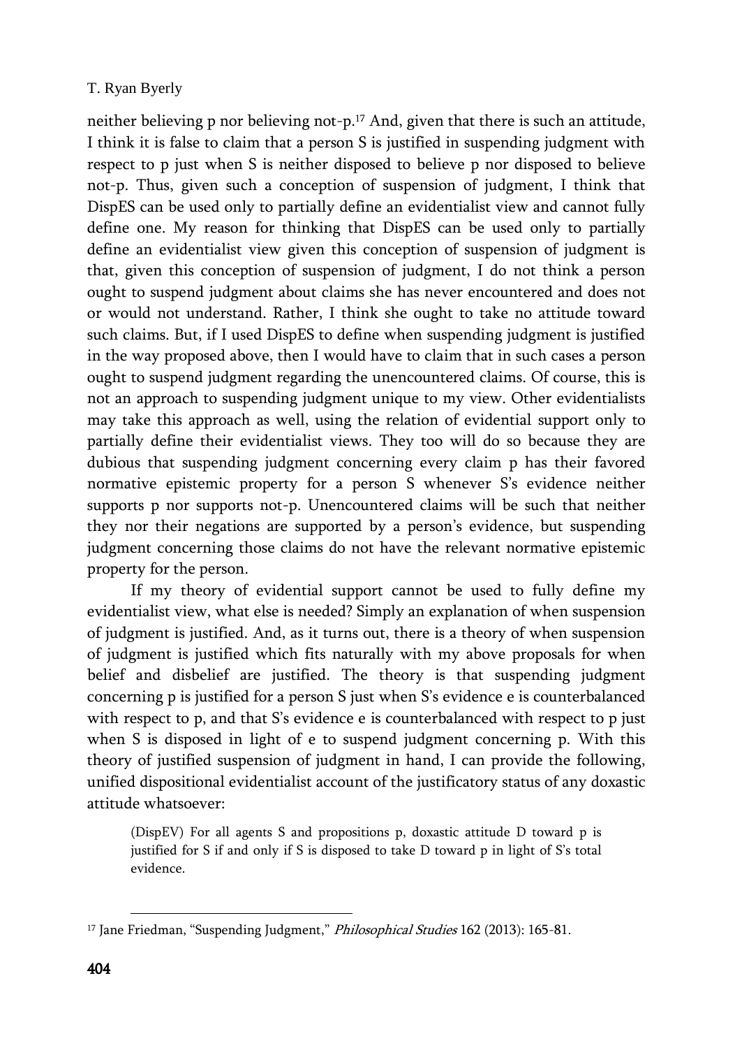neither believing p nor believing not-p.[17] And, given that there is such an attitude, I think it is false to claim that a person S is justified in suspending judgment with respect to p just when S is neither disposed to believe p nor disposed to believe not-p. Thus, given such a conception of suspension of judgment, I think that DispES can be used only to partially define an evidentialist view and cannot fully define one. My reason for thinking that DispES can be used only to partially define an evidentialist view given this conception of suspension of judgment is that, given this conception of suspension of judgment, I do not think a person ought to suspend judgment about claims she has never encountered and does not or would not understand. Rather, I think she ought to take no attitude toward such claims. But, if I used DispES to define when suspending judgment is justified in the way proposed above, then I would have to claim that in such cases a person ought to suspend judgment regarding the unencountered claims. Of course, this is not an approach to suspending judgment unique to my view. Other evidentialists may take this approach as well, using the relation of evidential support only to partially define their evidentialist views. They too will do so because they are dubious that suspending judgment concerning every claim p has their favored normative epistemic property for a person S whenever S's evidence neither supports p nor supports not-p. Unencountered claims will be such that neither they nor their negations are supported by a person's evidence, but suspending judgment concerning those claims do not have the relevant normative epistemic property for the person.

If my theory of evidential support cannot be used to fully define my evidentialist view, what else is needed? Simply an explanation of when suspension of judgment is justified. And, as it turns out, there is a theory of when suspension of judgment is justified which fits naturally with my above proposals for when belief and disbelief are justified. The theory is that suspending judgment concerning p is justified for a person S just when S's evidence e is counterbalanced with respect to p, and that S's evidence e is counterbalanced with respect to p just when S is disposed in light of e to suspend judgment concerning p. With this theory of justified suspension of judgment in hand, I can provide the following, unified dispositional evidentialist account of the justificatory status of any doxastic attitude whatsoever:

> (DispEV) For all agents S and propositions p, doxastic attitude D toward p is justified for S if and only if S is disposed to take D toward p in light of S's total evidence.

---

[17] Jane Friedman, "Suspending Judgment," *Philosophical Studies* 162 (2013): 165-81.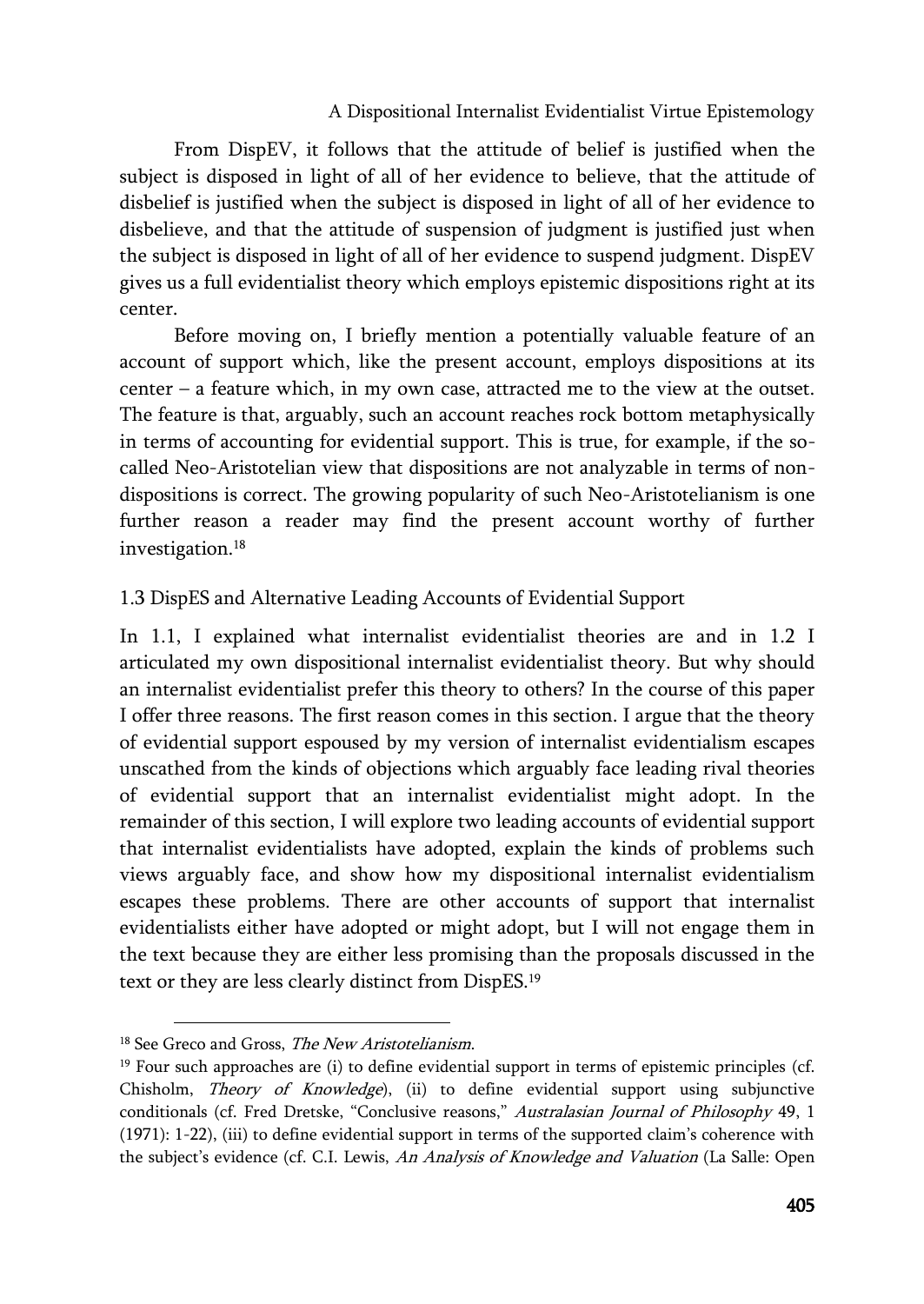From DispEV, it follows that the attitude of belief is justified when the subject is disposed in light of all of her evidence to believe, that the attitude of disbelief is justified when the subject is disposed in light of all of her evidence to disbelieve, and that the attitude of suspension of judgment is justified just when the subject is disposed in light of all of her evidence to suspend judgment. DispEV gives us a full evidentialist theory which employs epistemic dispositions right at its center.

Before moving on, I briefly mention a potentially valuable feature of an account of support which, like the present account, employs dispositions at its center – a feature which, in my own case, attracted me to the view at the outset. The feature is that, arguably, such an account reaches rock bottom metaphysically in terms of accounting for evidential support. This is true, for example, if the so-called Neo-Aristotelian view that dispositions are not analyzable in terms of non-dispositions is correct. The growing popularity of such Neo-Aristotelianism is one further reason a reader may find the present account worthy of further investigation.[18]

### 1.3 DispES and Alternative Leading Accounts of Evidential Support

In 1.1, I explained what internalist evidentialist theories are and in 1.2 I articulated my own dispositional internalist evidentialist theory. But why should an internalist evidentialist prefer this theory to others? In the course of this paper I offer three reasons. The first reason comes in this section. I argue that the theory of evidential support espoused by my version of internalist evidentialism escapes unscathed from the kinds of objections which arguably face leading rival theories of evidential support that an internalist evidentialist might adopt. In the remainder of this section, I will explore two leading accounts of evidential support that internalist evidentialists have adopted, explain the kinds of problems such views arguably face, and show how my dispositional internalist evidentialism escapes these problems. There are other accounts of support that internalist evidentialists either have adopted or might adopt, but I will not engage them in the text because they are either less promising than the proposals discussed in the text or they are less clearly distinct from DispES.[19]

---

[18] See Greco and Gross, *The New Aristotelianism*.

[19] Four such approaches are (i) to define evidential support in terms of epistemic principles (cf. Chisholm, *Theory of Knowledge*), (ii) to define evidential support using subjunctive conditionals (cf. Fred Dretske, "Conclusive reasons," *Australasian Journal of Philosophy* 49, 1 (1971): 1-22), (iii) to define evidential support in terms of the supported claim's coherence with the subject's evidence (cf. C.I. Lewis, *An Analysis of Knowledge and Valuation* (La Salle: Open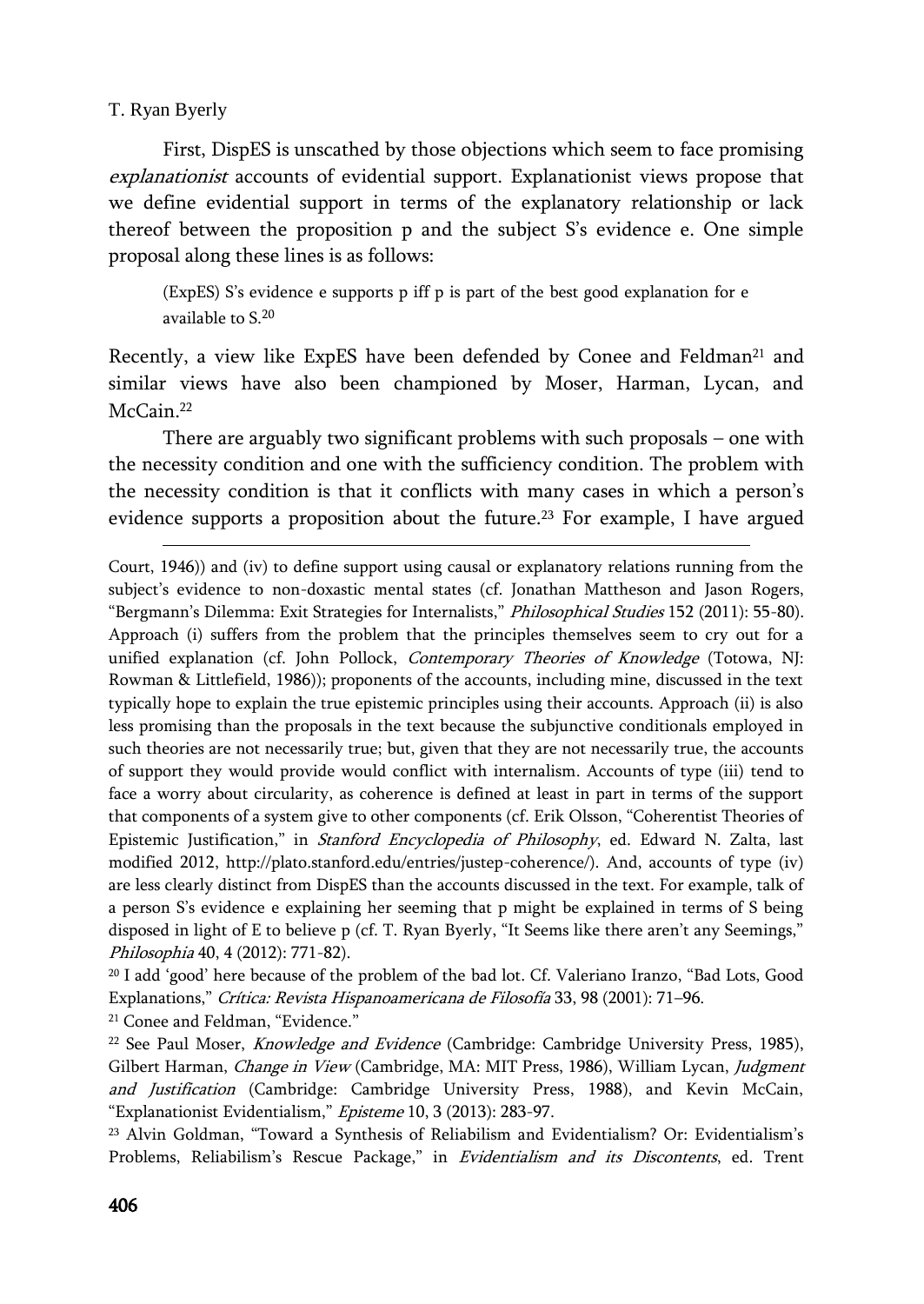First, DispES is unscathed by those objections which seem to face promising *explanationist* accounts of evidential support. Explanationist views propose that we define evidential support in terms of the explanatory relationship or lack thereof between the proposition p and the subject S's evidence e. One simple proposal along these lines is as follows:

> (ExpES) S's evidence e supports p iff p is part of the best good explanation for e available to S.[20]

Recently, a view like ExpES have been defended by Conee and Feldman[21] and similar views have also been championed by Moser, Harman, Lycan, and McCain.[22]

There are arguably two significant problems with such proposals – one with the necessity condition and one with the sufficiency condition. The problem with the necessity condition is that it conflicts with many cases in which a person's evidence supports a proposition about the future.[23] For example, I have argued

---

Court, 1946)) and (iv) to define support using causal or explanatory relations running from the subject's evidence to non-doxastic mental states (cf. Jonathan Mattheson and Jason Rogers, "Bergmann's Dilemma: Exit Strategies for Internalists," *Philosophical Studies* 152 (2011): 55-80). Approach (i) suffers from the problem that the principles themselves seem to cry out for a unified explanation (cf. John Pollock, *Contemporary Theories of Knowledge* (Totowa, NJ: Rowman & Littlefield, 1986)); proponents of the accounts, including mine, discussed in the text typically hope to explain the true epistemic principles using their accounts. Approach (ii) is also less promising than the proposals in the text because the subjunctive conditionals employed in such theories are not necessarily true; but, given that they are not necessarily true, the accounts of support they would provide would conflict with internalism. Accounts of type (iii) tend to face a worry about circularity, as coherence is defined at least in part in terms of the support that components of a system give to other components (cf. Erik Olsson, "Coherentist Theories of Epistemic Justification," in *Stanford Encyclopedia of Philosophy*, ed. Edward N. Zalta, last modified 2012, http://plato.stanford.edu/entries/justep-coherence/). And, accounts of type (iv) are less clearly distinct from DispES than the accounts discussed in the text. For example, talk of a person S's evidence e explaining her seeming that p might be explained in terms of S being disposed in light of E to believe p (cf. T. Ryan Byerly, "It Seems like there aren't any Seemings," *Philosophia* 40, 4 (2012): 771-82).

[20] I add 'good' here because of the problem of the bad lot. Cf. Valeriano Iranzo, "Bad Lots, Good Explanations," *Crítica: Revista Hispanoamericana de Filosofía* 33, 98 (2001): 71–96.

[21] Conee and Feldman, "Evidence."

[22] See Paul Moser, *Knowledge and Evidence* (Cambridge: Cambridge University Press, 1985), Gilbert Harman, *Change in View* (Cambridge, MA: MIT Press, 1986), William Lycan, *Judgment and Justification* (Cambridge: Cambridge University Press, 1988), and Kevin McCain, "Explanationist Evidentialism," *Episteme* 10, 3 (2013): 283-97.

[23] Alvin Goldman, "Toward a Synthesis of Reliabilism and Evidentialism? Or: Evidentialism's Problems, Reliabilism's Rescue Package," in *Evidentialism and its Discontents*, ed. Trent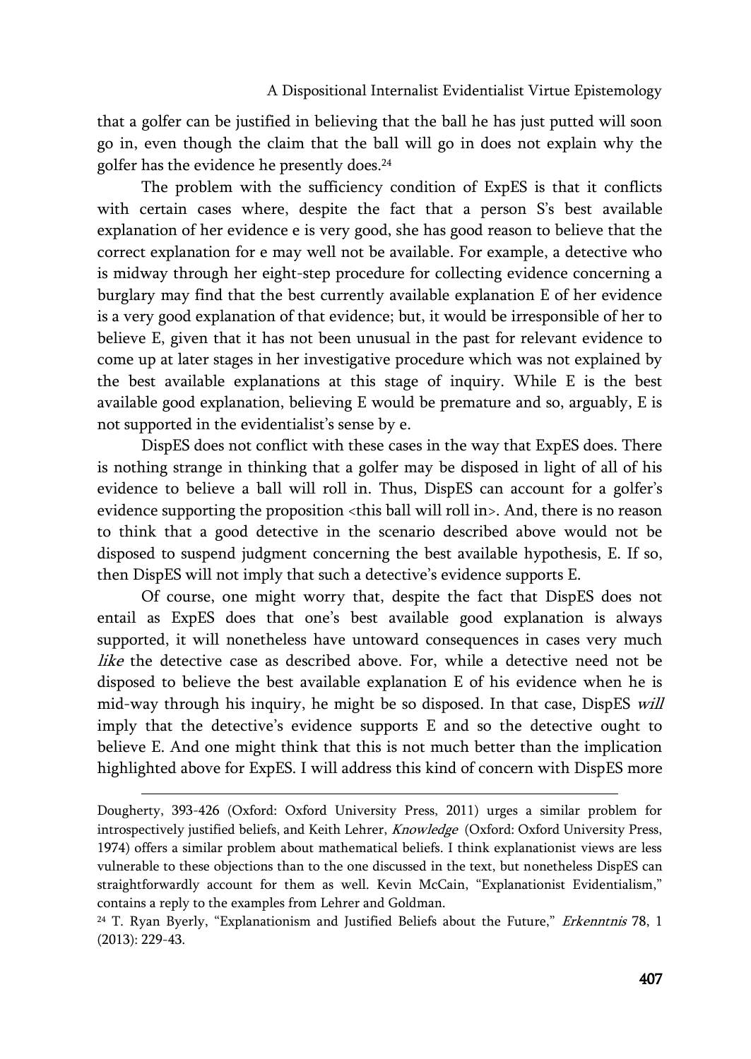that a golfer can be justified in believing that the ball he has just putted will soon go in, even though the claim that the ball will go in does not explain why the golfer has the evidence he presently does.[24]

The problem with the sufficiency condition of ExpES is that it conflicts with certain cases where, despite the fact that a person S's best available explanation of her evidence e is very good, she has good reason to believe that the correct explanation for e may well not be available. For example, a detective who is midway through her eight-step procedure for collecting evidence concerning a burglary may find that the best currently available explanation E of her evidence is a very good explanation of that evidence; but, it would be irresponsible of her to believe E, given that it has not been unusual in the past for relevant evidence to come up at later stages in her investigative procedure which was not explained by the best available explanations at this stage of inquiry. While E is the best available good explanation, believing E would be premature and so, arguably, E is not supported in the evidentialist's sense by e.

DispES does not conflict with these cases in the way that ExpES does. There is nothing strange in thinking that a golfer may be disposed in light of all of his evidence to believe a ball will roll in. Thus, DispES can account for a golfer's evidence supporting the proposition <this ball will roll in>. And, there is no reason to think that a good detective in the scenario described above would not be disposed to suspend judgment concerning the best available hypothesis, E. If so, then DispES will not imply that such a detective's evidence supports E.

Of course, one might worry that, despite the fact that DispES does not entail as ExpES does that one's best available good explanation is always supported, it will nonetheless have untoward consequences in cases very much *like* the detective case as described above. For, while a detective need not be disposed to believe the best available explanation E of his evidence when he is mid-way through his inquiry, he might be so disposed. In that case, DispES *will* imply that the detective's evidence supports E and so the detective ought to believe E. And one might think that this is not much better than the implication highlighted above for ExpES. I will address this kind of concern with DispES more

---

Dougherty, 393-426 (Oxford: Oxford University Press, 2011) urges a similar problem for introspectively justified beliefs, and Keith Lehrer, *Knowledge* (Oxford: Oxford University Press, 1974) offers a similar problem about mathematical beliefs. I think explanationist views are less vulnerable to these objections than to the one discussed in the text, but nonetheless DispES can straightforwardly account for them as well. Kevin McCain, "Explanationist Evidentialism," contains a reply to the examples from Lehrer and Goldman.

[24] T. Ryan Byerly, "Explanationism and Justified Beliefs about the Future," *Erkenntnis* 78, 1 (2013): 229-43.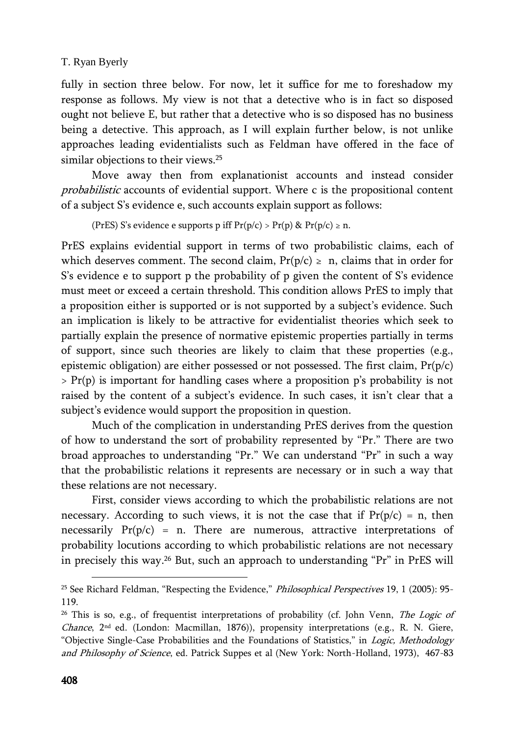fully in section three below. For now, let it suffice for me to foreshadow my response as follows. My view is not that a detective who is in fact so disposed ought not believe E, but rather that a detective who is so disposed has no business being a detective. This approach, as I will explain further below, is not unlike approaches leading evidentialists such as Feldman have offered in the face of similar objections to their views.[25]

Move away then from explanationist accounts and instead consider *probabilistic* accounts of evidential support. Where c is the propositional content of a subject S's evidence e, such accounts explain support as follows:

(PrES) S's evidence e supports p iff $Pr(p/c) > Pr(p)$ & $Pr(p/c) \geq n$.

PrES explains evidential support in terms of two probabilistic claims, each of which deserves comment. The second claim, $Pr(p/c) \geq n$, claims that in order for S's evidence e to support p the probability of p given the content of S's evidence must meet or exceed a certain threshold. This condition allows PrES to imply that a proposition either is supported or is not supported by a subject's evidence. Such an implication is likely to be attractive for evidentialist theories which seek to partially explain the presence of normative epistemic properties partially in terms of support, since such theories are likely to claim that these properties (e.g., epistemic obligation) are either possessed or not possessed. The first claim, $Pr(p/c) > Pr(p)$ is important for handling cases where a proposition p's probability is not raised by the content of a subject's evidence. In such cases, it isn't clear that a subject's evidence would support the proposition in question.

Much of the complication in understanding PrES derives from the question of how to understand the sort of probability represented by "Pr." There are two broad approaches to understanding "Pr." We can understand "Pr" in such a way that the probabilistic relations it represents are necessary or in such a way that these relations are not necessary.

First, consider views according to which the probabilistic relations are not necessary. According to such views, it is not the case that if $Pr(p/c) = n$, then necessarily $Pr(p/c) = n$. There are numerous, attractive interpretations of probability locutions according to which probabilistic relations are not necessary in precisely this way.[26] But, such an approach to understanding "Pr" in PrES will

---

[25] See Richard Feldman, "Respecting the Evidence," *Philosophical Perspectives* 19, 1 (2005): 95-119.

[26] This is so, e.g., of frequentist interpretations of probability (cf. John Venn, *The Logic of Chance*, 2nd ed. (London: Macmillan, 1876)), propensity interpretations (e.g., R. N. Giere, "Objective Single-Case Probabilities and the Foundations of Statistics," in *Logic, Methodology and Philosophy of Science*, ed. Patrick Suppes et al (New York: North-Holland, 1973), 467-83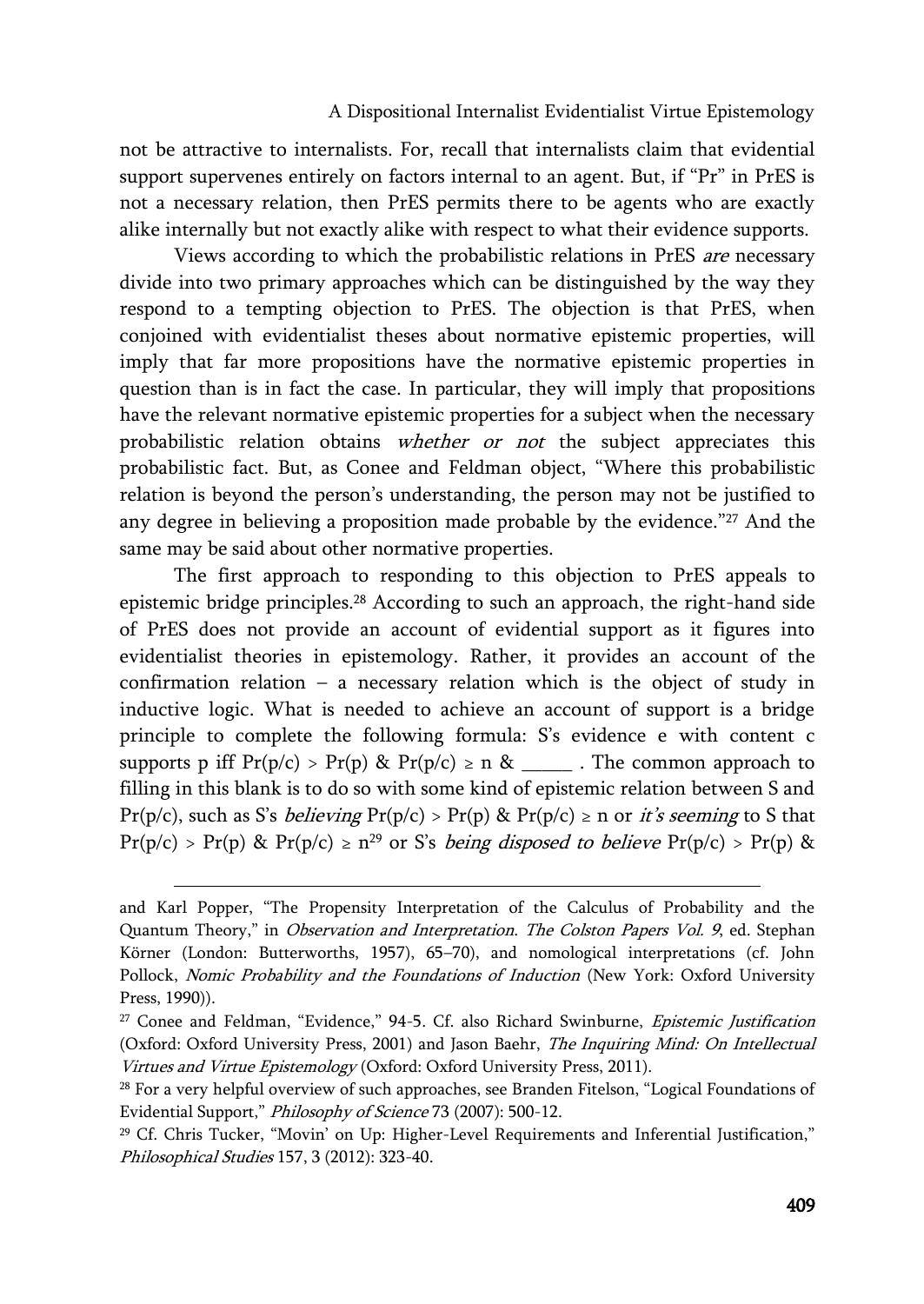not be attractive to internalists. For, recall that internalists claim that evidential support supervenes entirely on factors internal to an agent. But, if "Pr" in PrES is not a necessary relation, then PrES permits there to be agents who are exactly alike internally but not exactly alike with respect to what their evidence supports.

Views according to which the probabilistic relations in PrES *are* necessary divide into two primary approaches which can be distinguished by the way they respond to a tempting objection to PrES. The objection is that PrES, when conjoined with evidentialist theses about normative epistemic properties, will imply that far more propositions have the normative epistemic properties in question than is in fact the case. In particular, they will imply that propositions have the relevant normative epistemic properties for a subject when the necessary probabilistic relation obtains *whether or not* the subject appreciates this probabilistic fact. But, as Conee and Feldman object, "Where this probabilistic relation is beyond the person's understanding, the person may not be justified to any degree in believing a proposition made probable by the evidence."[27] And the same may be said about other normative properties.

The first approach to responding to this objection to PrES appeals to epistemic bridge principles.[28] According to such an approach, the right-hand side of PrES does not provide an account of evidential support as it figures into evidentialist theories in epistemology. Rather, it provides an account of the confirmation relation – a necessary relation which is the object of study in inductive logic. What is needed to achieve an account of support is a bridge principle to complete the following formula: S's evidence e with content c supports p iff $Pr(p/c) > Pr(p)$ & $Pr(p/c) \geq n$ & _____ . The common approach to filling in this blank is to do so with some kind of epistemic relation between S and $Pr(p/c)$, such as S's *believing* $Pr(p/c) > Pr(p)$ & $Pr(p/c) \geq n$ or *it's seeming* to S that $Pr(p/c) > Pr(p)$ & $Pr(p/c) \geq n$[29] or S's *being disposed to believe* $Pr(p/c) > Pr(p)$ &

---

and Karl Popper, "The Propensity Interpretation of the Calculus of Probability and the Quantum Theory," in *Observation and Interpretation. The Colston Papers Vol. 9*, ed. Stephan Körner (London: Butterworths, 1957), 65–70), and nomological interpretations (cf. John Pollock, *Nomic Probability and the Foundations of Induction* (New York: Oxford University Press, 1990)).

[27] Conee and Feldman, "Evidence," 94-5. Cf. also Richard Swinburne, *Epistemic Justification* (Oxford: Oxford University Press, 2001) and Jason Baehr, *The Inquiring Mind: On Intellectual Virtues and Virtue Epistemology* (Oxford: Oxford University Press, 2011).

[28] For a very helpful overview of such approaches, see Branden Fitelson, "Logical Foundations of Evidential Support," *Philosophy of Science* 73 (2007): 500-12.

[29] Cf. Chris Tucker, "Movin' on Up: Higher-Level Requirements and Inferential Justification," *Philosophical Studies* 157, 3 (2012): 323-40.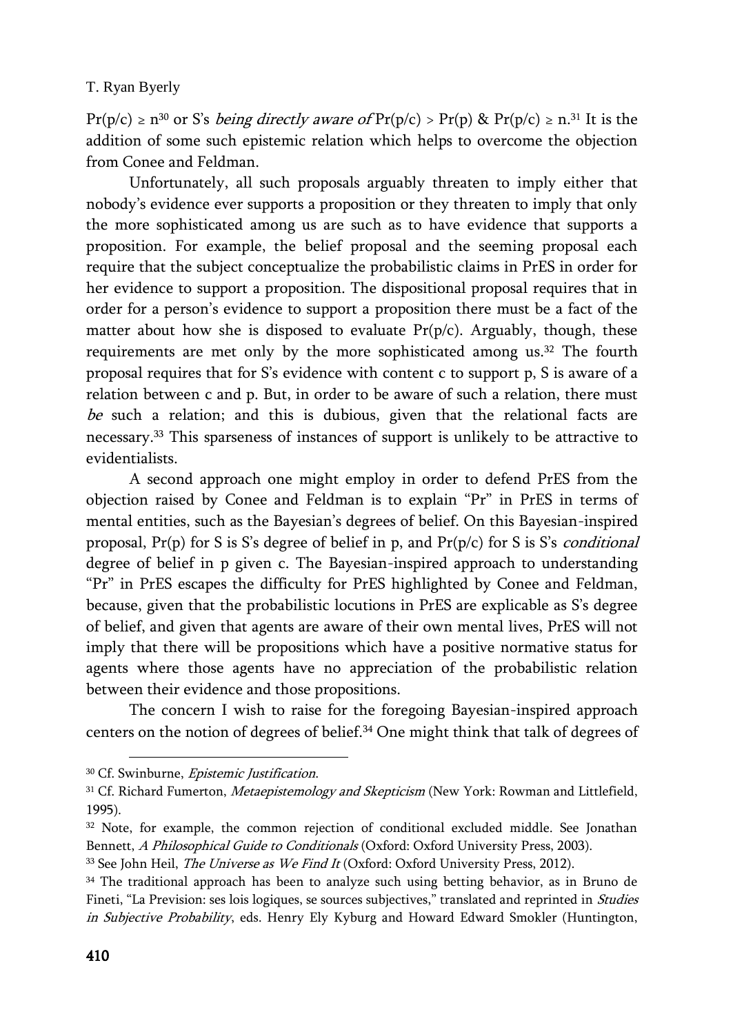$Pr(p/c) \geq n$[30] or S's *being directly aware of* $Pr(p/c) > Pr(p)$ & $Pr(p/c) \geq n$.[31] It is the addition of some such epistemic relation which helps to overcome the objection from Conee and Feldman.

Unfortunately, all such proposals arguably threaten to imply either that nobody's evidence ever supports a proposition or they threaten to imply that only the more sophisticated among us are such as to have evidence that supports a proposition. For example, the belief proposal and the seeming proposal each require that the subject conceptualize the probabilistic claims in PrES in order for her evidence to support a proposition. The dispositional proposal requires that in order for a person's evidence to support a proposition there must be a fact of the matter about how she is disposed to evaluate $Pr(p/c)$. Arguably, though, these requirements are met only by the more sophisticated among us.[32] The fourth proposal requires that for S's evidence with content c to support p, S is aware of a relation between c and p. But, in order to be aware of such a relation, there must *be* such a relation; and this is dubious, given that the relational facts are necessary.[33] This sparseness of instances of support is unlikely to be attractive to evidentialists.

A second approach one might employ in order to defend PrES from the objection raised by Conee and Feldman is to explain "Pr" in PrES in terms of mental entities, such as the Bayesian's degrees of belief. On this Bayesian-inspired proposal, $Pr(p)$ for S is S's degree of belief in p, and $Pr(p/c)$ for S is S's *conditional* degree of belief in p given c. The Bayesian-inspired approach to understanding "Pr" in PrES escapes the difficulty for PrES highlighted by Conee and Feldman, because, given that the probabilistic locutions in PrES are explicable as S's degree of belief, and given that agents are aware of their own mental lives, PrES will not imply that there will be propositions which have a positive normative status for agents where those agents have no appreciation of the probabilistic relation between their evidence and those propositions.

The concern I wish to raise for the foregoing Bayesian-inspired approach centers on the notion of degrees of belief.[34] One might think that talk of degrees of

---

[30] Cf. Swinburne, *Epistemic Justification*.

[31] Cf. Richard Fumerton, *Metaepistemology and Skepticism* (New York: Rowman and Littlefield, 1995).

[32] Note, for example, the common rejection of conditional excluded middle. See Jonathan Bennett, *A Philosophical Guide to Conditionals* (Oxford: Oxford University Press, 2003).

[33] See John Heil, *The Universe as We Find It* (Oxford: Oxford University Press, 2012).

[34] The traditional approach has been to analyze such using betting behavior, as in Bruno de Fineti, "La Prevision: ses lois logiques, se sources subjectives," translated and reprinted in *Studies in Subjective Probability*, eds. Henry Ely Kyburg and Howard Edward Smokler (Huntington,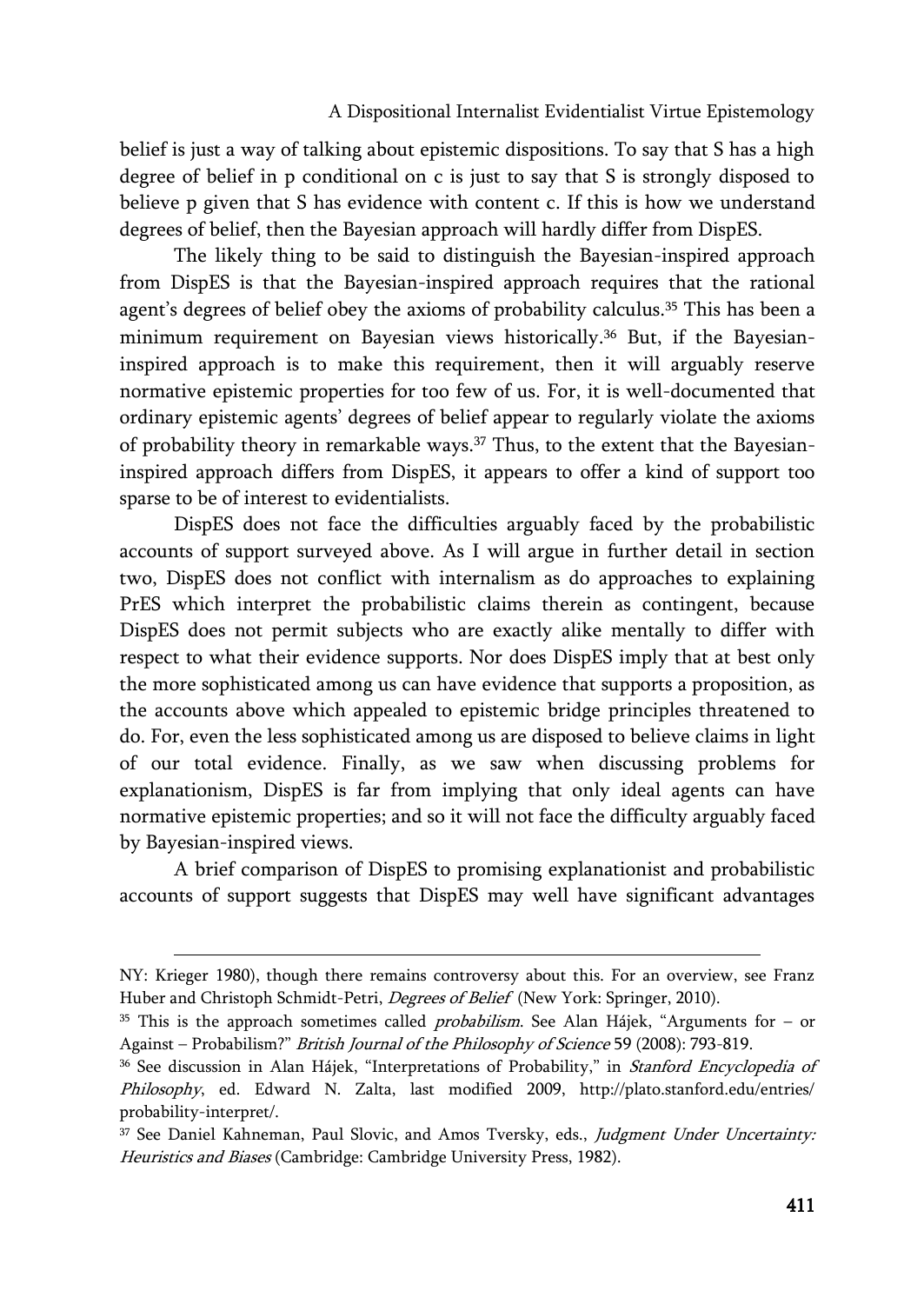belief is just a way of talking about epistemic dispositions. To say that S has a high degree of belief in p conditional on c is just to say that S is strongly disposed to believe p given that S has evidence with content c. If this is how we understand degrees of belief, then the Bayesian approach will hardly differ from DispES.

The likely thing to be said to distinguish the Bayesian-inspired approach from DispES is that the Bayesian-inspired approach requires that the rational agent's degrees of belief obey the axioms of probability calculus.[35] This has been a minimum requirement on Bayesian views historically.[36] But, if the Bayesian-inspired approach is to make this requirement, then it will arguably reserve normative epistemic properties for too few of us. For, it is well-documented that ordinary epistemic agents' degrees of belief appear to regularly violate the axioms of probability theory in remarkable ways.[37] Thus, to the extent that the Bayesian-inspired approach differs from DispES, it appears to offer a kind of support too sparse to be of interest to evidentialists.

DispES does not face the difficulties arguably faced by the probabilistic accounts of support surveyed above. As I will argue in further detail in section two, DispES does not conflict with internalism as do approaches to explaining PrES which interpret the probabilistic claims therein as contingent, because DispES does not permit subjects who are exactly alike mentally to differ with respect to what their evidence supports. Nor does DispES imply that at best only the more sophisticated among us can have evidence that supports a proposition, as the accounts above which appealed to epistemic bridge principles threatened to do. For, even the less sophisticated among us are disposed to believe claims in light of our total evidence. Finally, as we saw when discussing problems for explanationism, DispES is far from implying that only ideal agents can have normative epistemic properties; and so it will not face the difficulty arguably faced by Bayesian-inspired views.

A brief comparison of DispES to promising explanationist and probabilistic accounts of support suggests that DispES may well have significant advantages

---

NY: Krieger 1980), though there remains controversy about this. For an overview, see Franz Huber and Christoph Schmidt-Petri, *Degrees of Belief* (New York: Springer, 2010).

[35] This is the approach sometimes called *probabilism*. See Alan Hájek, "Arguments for – or Against – Probabilism?" *British Journal of the Philosophy of Science* 59 (2008): 793-819.

[36] See discussion in Alan Hájek, "Interpretations of Probability," in *Stanford Encyclopedia of Philosophy*, ed. Edward N. Zalta, last modified 2009, http://plato.stanford.edu/entries/probability-interpret/.

[37] See Daniel Kahneman, Paul Slovic, and Amos Tversky, eds., *Judgment Under Uncertainty: Heuristics and Biases* (Cambridge: Cambridge University Press, 1982).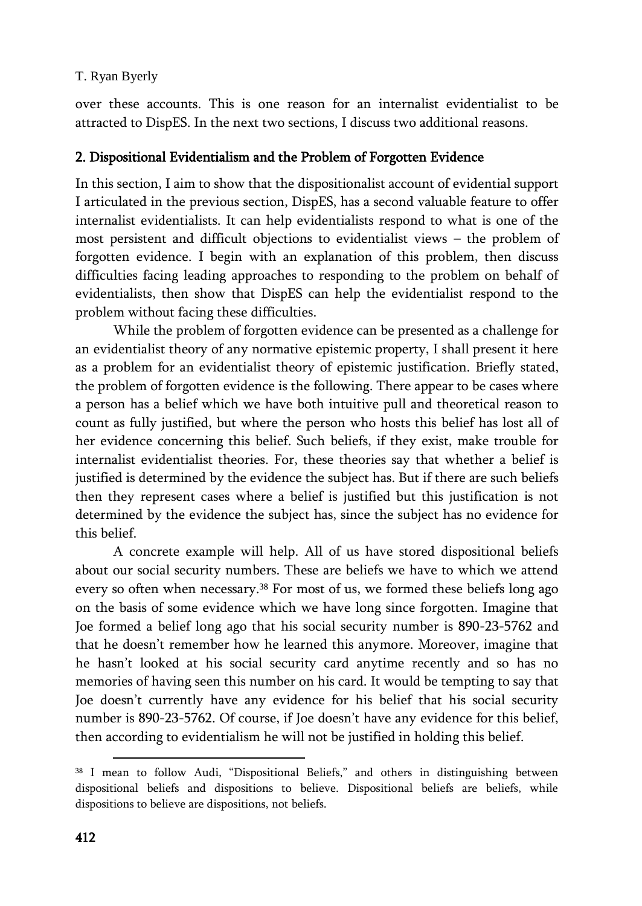over these accounts. This is one reason for an internalist evidentialist to be attracted to DispES. In the next two sections, I discuss two additional reasons.

## 2. Dispositional Evidentialism and the Problem of Forgotten Evidence

In this section, I aim to show that the dispositionalist account of evidential support I articulated in the previous section, DispES, has a second valuable feature to offer internalist evidentialists. It can help evidentialists respond to what is one of the most persistent and difficult objections to evidentialist views – the problem of forgotten evidence. I begin with an explanation of this problem, then discuss difficulties facing leading approaches to responding to the problem on behalf of evidentialists, then show that DispES can help the evidentialist respond to the problem without facing these difficulties.

While the problem of forgotten evidence can be presented as a challenge for an evidentialist theory of any normative epistemic property, I shall present it here as a problem for an evidentialist theory of epistemic justification. Briefly stated, the problem of forgotten evidence is the following. There appear to be cases where a person has a belief which we have both intuitive pull and theoretical reason to count as fully justified, but where the person who hosts this belief has lost all of her evidence concerning this belief. Such beliefs, if they exist, make trouble for internalist evidentialist theories. For, these theories say that whether a belief is justified is determined by the evidence the subject has. But if there are such beliefs then they represent cases where a belief is justified but this justification is not determined by the evidence the subject has, since the subject has no evidence for this belief.

A concrete example will help. All of us have stored dispositional beliefs about our social security numbers. These are beliefs we have to which we attend every so often when necessary.[38] For most of us, we formed these beliefs long ago on the basis of some evidence which we have long since forgotten. Imagine that Joe formed a belief long ago that his social security number is 890-23-5762 and that he doesn't remember how he learned this anymore. Moreover, imagine that he hasn't looked at his social security card anytime recently and so has no memories of having seen this number on his card. It would be tempting to say that Joe doesn't currently have any evidence for his belief that his social security number is 890-23-5762. Of course, if Joe doesn't have any evidence for this belief, then according to evidentialism he will not be justified in holding this belief.

---

[38] I mean to follow Audi, "Dispositional Beliefs," and others in distinguishing between dispositional beliefs and dispositions to believe. Dispositional beliefs are beliefs, while dispositions to believe are dispositions, not beliefs.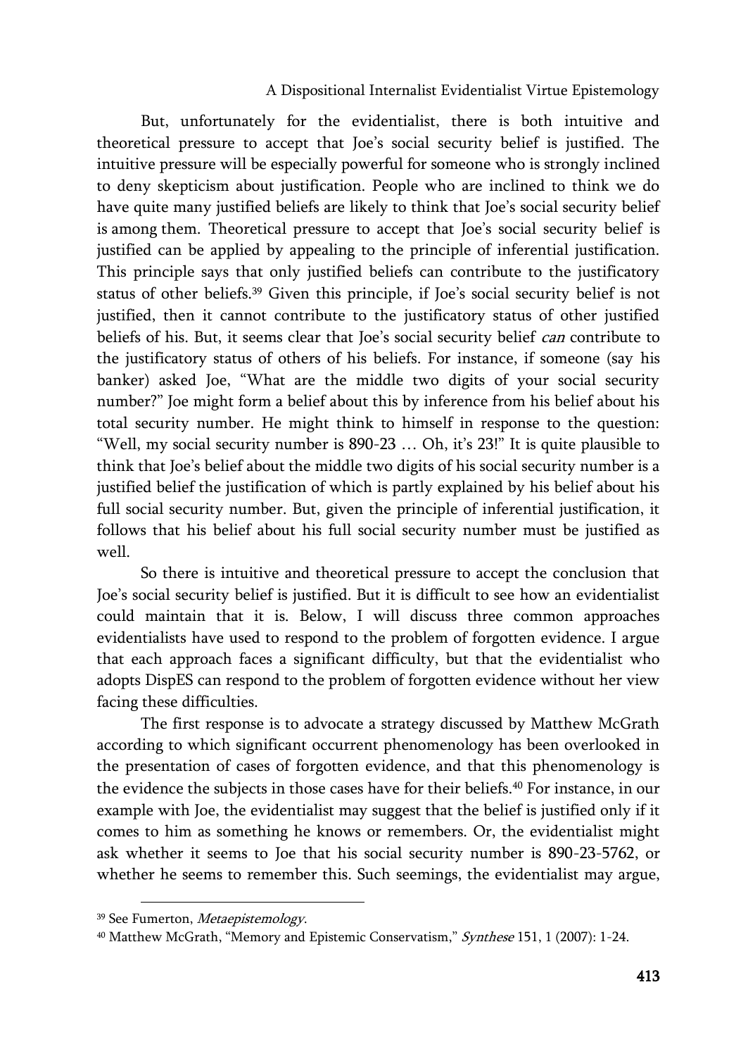But, unfortunately for the evidentialist, there is both intuitive and theoretical pressure to accept that Joe's social security belief is justified. The intuitive pressure will be especially powerful for someone who is strongly inclined to deny skepticism about justification. People who are inclined to think we do have quite many justified beliefs are likely to think that Joe's social security belief is among them. Theoretical pressure to accept that Joe's social security belief is justified can be applied by appealing to the principle of inferential justification. This principle says that only justified beliefs can contribute to the justificatory status of other beliefs.[39] Given this principle, if Joe's social security belief is not justified, then it cannot contribute to the justificatory status of other justified beliefs of his. But, it seems clear that Joe's social security belief *can* contribute to the justificatory status of others of his beliefs. For instance, if someone (say his banker) asked Joe, "What are the middle two digits of your social security number?" Joe might form a belief about this by inference from his belief about his total security number. He might think to himself in response to the question: "Well, my social security number is 890-23 … Oh, it's 23!" It is quite plausible to think that Joe's belief about the middle two digits of his social security number is a justified belief the justification of which is partly explained by his belief about his full social security number. But, given the principle of inferential justification, it follows that his belief about his full social security number must be justified as well.

So there is intuitive and theoretical pressure to accept the conclusion that Joe's social security belief is justified. But it is difficult to see how an evidentialist could maintain that it is. Below, I will discuss three common approaches evidentialists have used to respond to the problem of forgotten evidence. I argue that each approach faces a significant difficulty, but that the evidentialist who adopts DispES can respond to the problem of forgotten evidence without her view facing these difficulties.

The first response is to advocate a strategy discussed by Matthew McGrath according to which significant occurrent phenomenology has been overlooked in the presentation of cases of forgotten evidence, and that this phenomenology is the evidence the subjects in those cases have for their beliefs.[40] For instance, in our example with Joe, the evidentialist may suggest that the belief is justified only if it comes to him as something he knows or remembers. Or, the evidentialist might ask whether it seems to Joe that his social security number is 890-23-5762, or whether he seems to remember this. Such seemings, the evidentialist may argue,

---

[39] See Fumerton, *Metaepistemology*.

[40] Matthew McGrath, "Memory and Epistemic Conservatism," *Synthese* 151, 1 (2007): 1-24.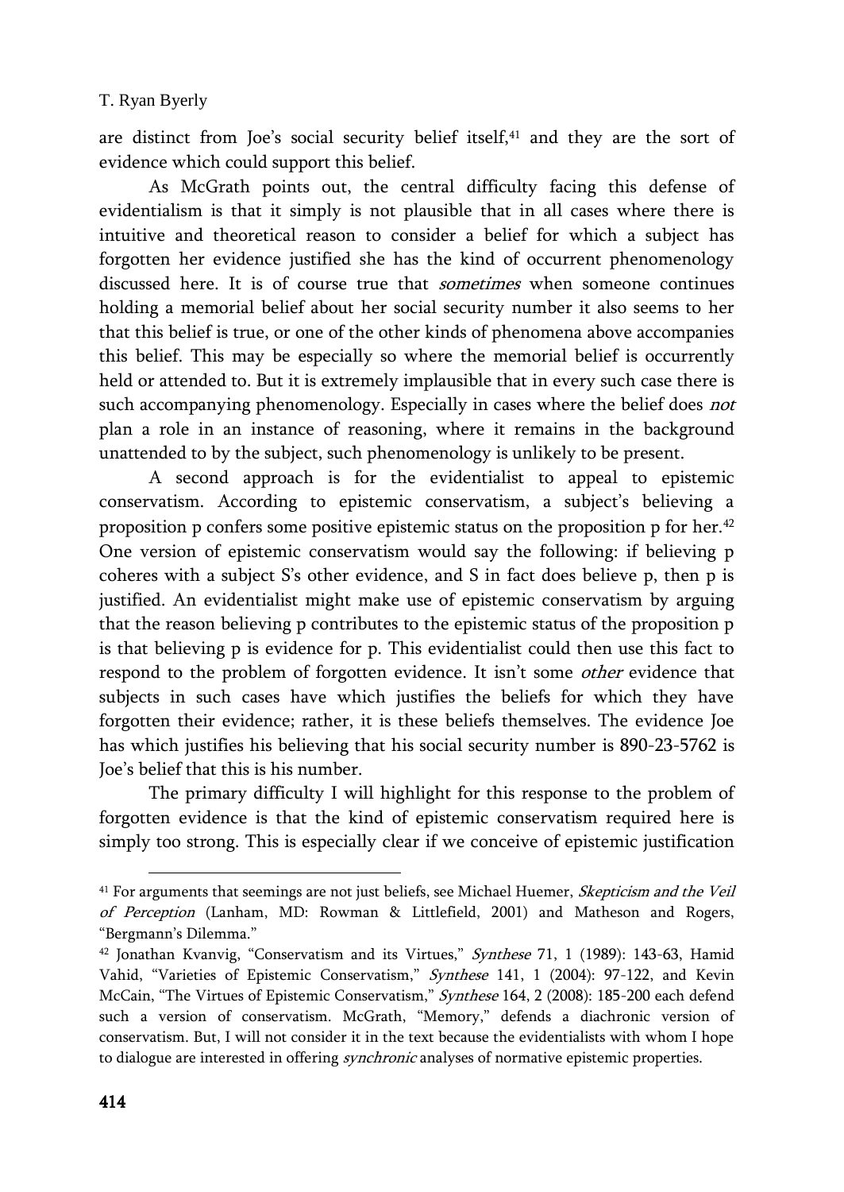are distinct from Joe's social security belief itself,[41] and they are the sort of evidence which could support this belief.

As McGrath points out, the central difficulty facing this defense of evidentialism is that it simply is not plausible that in all cases where there is intuitive and theoretical reason to consider a belief for which a subject has forgotten her evidence justified she has the kind of occurrent phenomenology discussed here. It is of course true that *sometimes* when someone continues holding a memorial belief about her social security number it also seems to her that this belief is true, or one of the other kinds of phenomena above accompanies this belief. This may be especially so where the memorial belief is occurrently held or attended to. But it is extremely implausible that in every such case there is such accompanying phenomenology. Especially in cases where the belief does *not* plan a role in an instance of reasoning, where it remains in the background unattended to by the subject, such phenomenology is unlikely to be present.

A second approach is for the evidentialist to appeal to epistemic conservatism. According to epistemic conservatism, a subject's believing a proposition p confers some positive epistemic status on the proposition p for her.[42] One version of epistemic conservatism would say the following: if believing p coheres with a subject S's other evidence, and S in fact does believe p, then p is justified. An evidentialist might make use of epistemic conservatism by arguing that the reason believing p contributes to the epistemic status of the proposition p is that believing p is evidence for p. This evidentialist could then use this fact to respond to the problem of forgotten evidence. It isn't some *other* evidence that subjects in such cases have which justifies the beliefs for which they have forgotten their evidence; rather, it is these beliefs themselves. The evidence Joe has which justifies his believing that his social security number is 890-23-5762 is Joe's belief that this is his number.

The primary difficulty I will highlight for this response to the problem of forgotten evidence is that the kind of epistemic conservatism required here is simply too strong. This is especially clear if we conceive of epistemic justification

---

[41] For arguments that seemings are not just beliefs, see Michael Huemer, *Skepticism and the Veil of Perception* (Lanham, MD: Rowman & Littlefield, 2001) and Matheson and Rogers, "Bergmann's Dilemma."

[42] Jonathan Kvanvig, "Conservatism and its Virtues," *Synthese* 71, 1 (1989): 143-63, Hamid Vahid, "Varieties of Epistemic Conservatism," *Synthese* 141, 1 (2004): 97-122, and Kevin McCain, "The Virtues of Epistemic Conservatism," *Synthese* 164, 2 (2008): 185-200 each defend such a version of conservatism. McGrath, "Memory," defends a diachronic version of conservatism. But, I will not consider it in the text because the evidentialists with whom I hope to dialogue are interested in offering *synchronic* analyses of normative epistemic properties.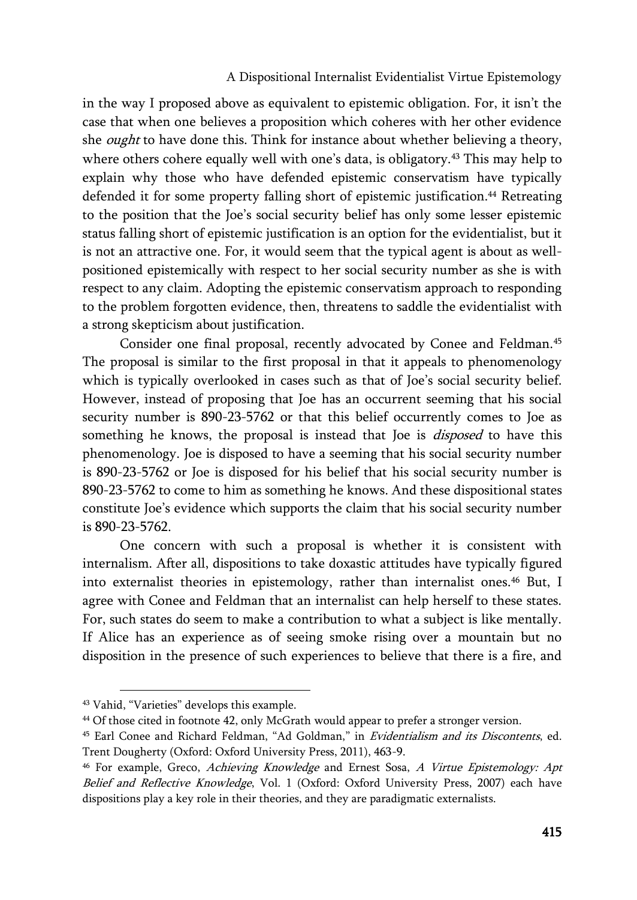in the way I proposed above as equivalent to epistemic obligation. For, it isn't the case that when one believes a proposition which coheres with her other evidence she *ought* to have done this. Think for instance about whether believing a theory, where others cohere equally well with one's data, is obligatory.[43] This may help to explain why those who have defended epistemic conservatism have typically defended it for some property falling short of epistemic justification.[44] Retreating to the position that the Joe's social security belief has only some lesser epistemic status falling short of epistemic justification is an option for the evidentialist, but it is not an attractive one. For, it would seem that the typical agent is about as well-positioned epistemically with respect to her social security number as she is with respect to any claim. Adopting the epistemic conservatism approach to responding to the problem forgotten evidence, then, threatens to saddle the evidentialist with a strong skepticism about justification.

Consider one final proposal, recently advocated by Conee and Feldman.[45] The proposal is similar to the first proposal in that it appeals to phenomenology which is typically overlooked in cases such as that of Joe's social security belief. However, instead of proposing that Joe has an occurrent seeming that his social security number is 890-23-5762 or that this belief occurrently comes to Joe as something he knows, the proposal is instead that Joe is *disposed* to have this phenomenology. Joe is disposed to have a seeming that his social security number is 890-23-5762 or Joe is disposed for his belief that his social security number is 890-23-5762 to come to him as something he knows. And these dispositional states constitute Joe's evidence which supports the claim that his social security number is 890-23-5762.

One concern with such a proposal is whether it is consistent with internalism. After all, dispositions to take doxastic attitudes have typically figured into externalist theories in epistemology, rather than internalist ones.[46] But, I agree with Conee and Feldman that an internalist can help herself to these states. For, such states do seem to make a contribution to what a subject is like mentally. If Alice has an experience as of seeing smoke rising over a mountain but no disposition in the presence of such experiences to believe that there is a fire, and

---

[43] Vahid, "Varieties" develops this example.

[44] Of those cited in footnote 42, only McGrath would appear to prefer a stronger version.

[45] Earl Conee and Richard Feldman, "Ad Goldman," in *Evidentialism and its Discontents*, ed. Trent Dougherty (Oxford: Oxford University Press, 2011), 463-9.

[46] For example, Greco, *Achieving Knowledge* and Ernest Sosa, *A Virtue Epistemology: Apt Belief and Reflective Knowledge*, Vol. 1 (Oxford: Oxford University Press, 2007) each have dispositions play a key role in their theories, and they are paradigmatic externalists.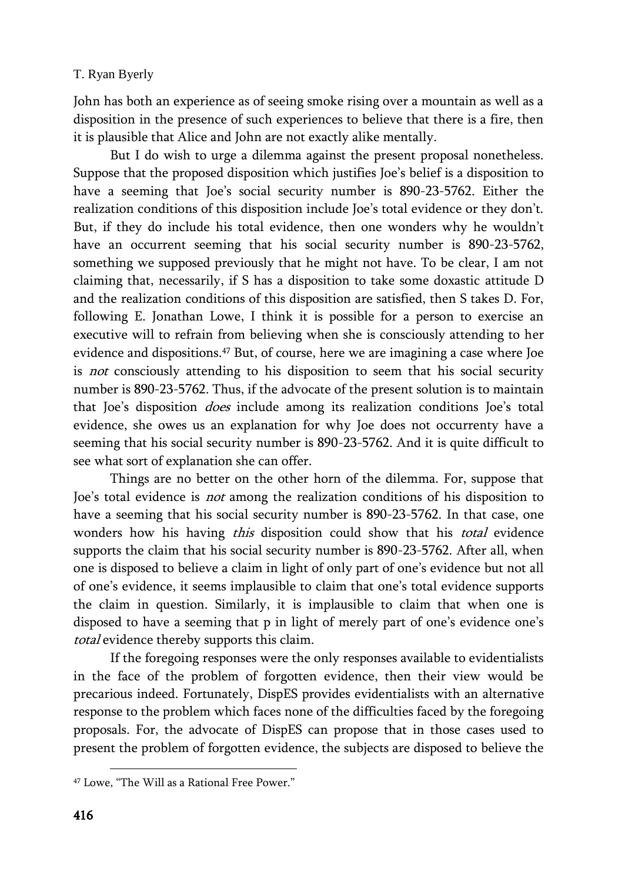John has both an experience as of seeing smoke rising over a mountain as well as a disposition in the presence of such experiences to believe that there is a fire, then it is plausible that Alice and John are not exactly alike mentally.

But I do wish to urge a dilemma against the present proposal nonetheless. Suppose that the proposed disposition which justifies Joe's belief is a disposition to have a seeming that Joe's social security number is 890-23-5762. Either the realization conditions of this disposition include Joe's total evidence or they don't. But, if they do include his total evidence, then one wonders why he wouldn't have an occurrent seeming that his social security number is 890-23-5762, something we supposed previously that he might not have. To be clear, I am not claiming that, necessarily, if S has a disposition to take some doxastic attitude D and the realization conditions of this disposition are satisfied, then S takes D. For, following E. Jonathan Lowe, I think it is possible for a person to exercise an executive will to refrain from believing when she is consciously attending to her evidence and dispositions.[47] But, of course, here we are imagining a case where Joe is *not* consciously attending to his disposition to seem that his social security number is 890-23-5762. Thus, if the advocate of the present solution is to maintain that Joe's disposition *does* include among its realization conditions Joe's total evidence, she owes us an explanation for why Joe does not occurrenty have a seeming that his social security number is 890-23-5762. And it is quite difficult to see what sort of explanation she can offer.

Things are no better on the other horn of the dilemma. For, suppose that Joe's total evidence is *not* among the realization conditions of his disposition to have a seeming that his social security number is 890-23-5762. In that case, one wonders how his having *this* disposition could show that his *total* evidence supports the claim that his social security number is 890-23-5762. After all, when one is disposed to believe a claim in light of only part of one's evidence but not all of one's evidence, it seems implausible to claim that one's total evidence supports the claim in question. Similarly, it is implausible to claim that when one is disposed to have a seeming that p in light of merely part of one's evidence one's *total* evidence thereby supports this claim.

If the foregoing responses were the only responses available to evidentialists in the face of the problem of forgotten evidence, then their view would be precarious indeed. Fortunately, DispES provides evidentialists with an alternative response to the problem which faces none of the difficulties faced by the foregoing proposals. For, the advocate of DispES can propose that in those cases used to present the problem of forgotten evidence, the subjects are disposed to believe the

[47] Lowe, "The Will as a Rational Free Power."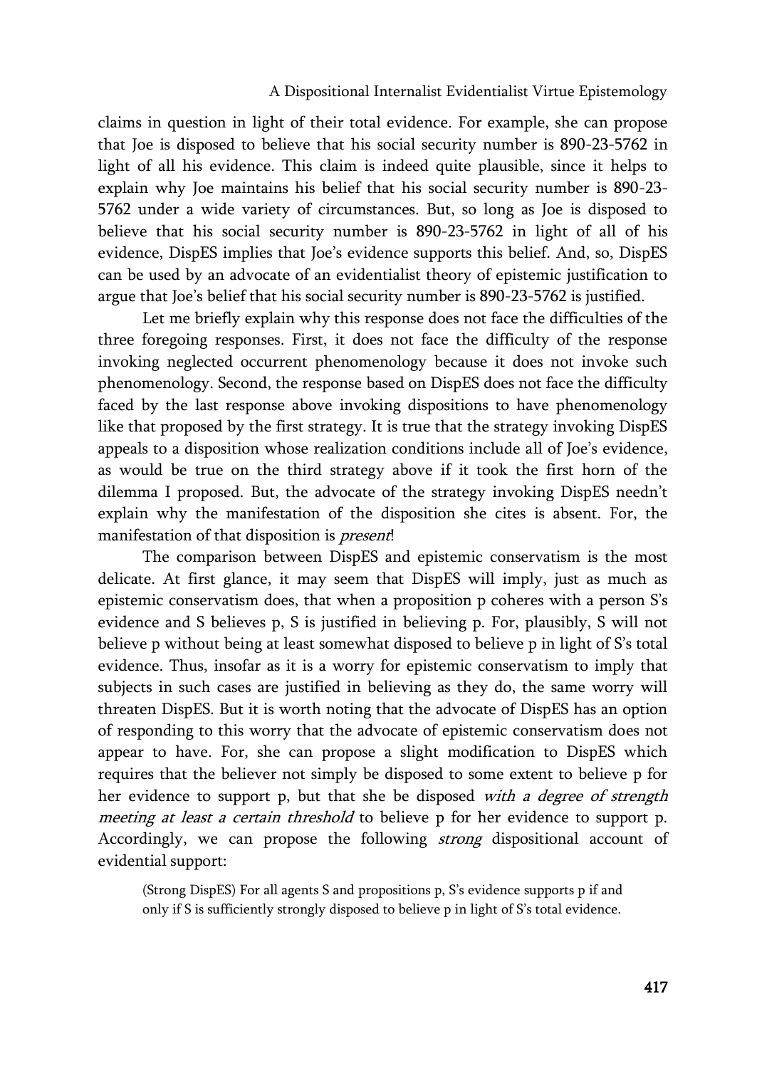claims in question in light of their total evidence. For example, she can propose that Joe is disposed to believe that his social security number is 890-23-5762 in light of all his evidence. This claim is indeed quite plausible, since it helps to explain why Joe maintains his belief that his social security number is 890-23-5762 under a wide variety of circumstances. But, so long as Joe is disposed to believe that his social security number is 890-23-5762 in light of all of his evidence, DispES implies that Joe's evidence supports this belief. And, so, DispES can be used by an advocate of an evidentialist theory of epistemic justification to argue that Joe's belief that his social security number is 890-23-5762 is justified.

Let me briefly explain why this response does not face the difficulties of the three foregoing responses. First, it does not face the difficulty of the response invoking neglected occurrent phenomenology because it does not invoke such phenomenology. Second, the response based on DispES does not face the difficulty faced by the last response above invoking dispositions to have phenomenology like that proposed by the first strategy. It is true that the strategy invoking DispES appeals to a disposition whose realization conditions include all of Joe's evidence, as would be true on the third strategy above if it took the first horn of the dilemma I proposed. But, the advocate of the strategy invoking DispES needn't explain why the manifestation of the disposition she cites is absent. For, the manifestation of that disposition is *present*!

The comparison between DispES and epistemic conservatism is the most delicate. At first glance, it may seem that DispES will imply, just as much as epistemic conservatism does, that when a proposition p coheres with a person S's evidence and S believes p, S is justified in believing p. For, plausibly, S will not believe p without being at least somewhat disposed to believe p in light of S's total evidence. Thus, insofar as it is a worry for epistemic conservatism to imply that subjects in such cases are justified in believing as they do, the same worry will threaten DispES. But it is worth noting that the advocate of DispES has an option of responding to this worry that the advocate of epistemic conservatism does not appear to have. For, she can propose a slight modification to DispES which requires that the believer not simply be disposed to some extent to believe p for her evidence to support p, but that she be disposed *with a degree of strength meeting at least a certain threshold* to believe p for her evidence to support p. Accordingly, we can propose the following *strong* dispositional account of evidential support:

> (Strong DispES) For all agents S and propositions p, S's evidence supports p if and only if S is sufficiently strongly disposed to believe p in light of S's total evidence.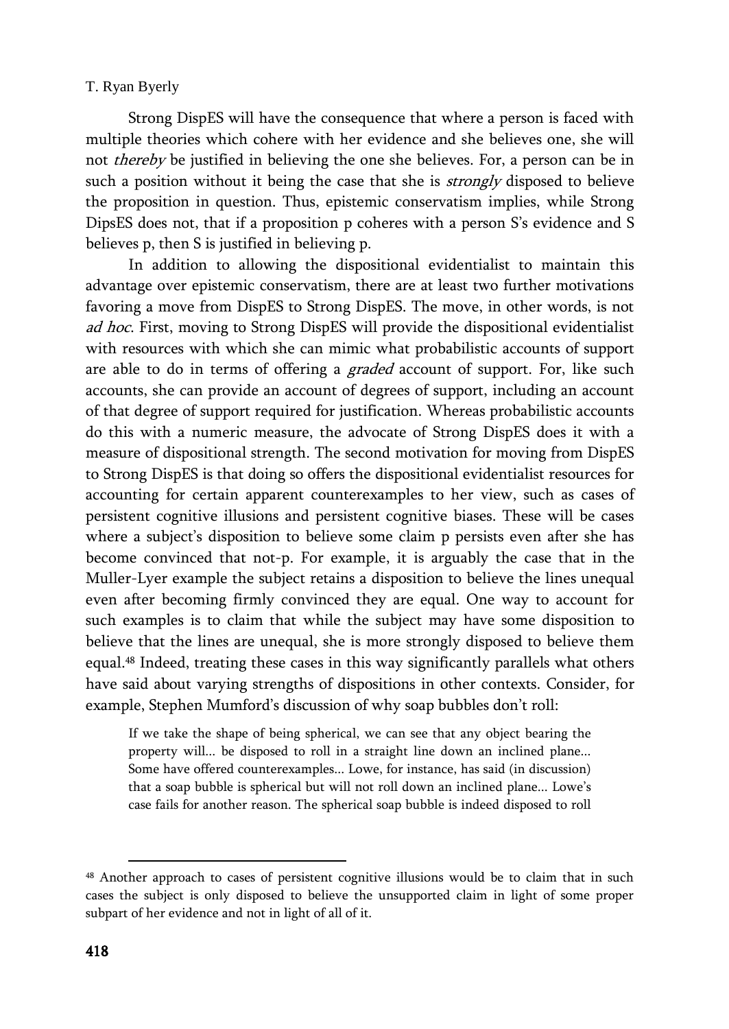Strong DispES will have the consequence that where a person is faced with multiple theories which cohere with her evidence and she believes one, she will not *thereby* be justified in believing the one she believes. For, a person can be in such a position without it being the case that she is *strongly* disposed to believe the proposition in question. Thus, epistemic conservatism implies, while Strong DipsES does not, that if a proposition p coheres with a person S's evidence and S believes p, then S is justified in believing p.

In addition to allowing the dispositional evidentialist to maintain this advantage over epistemic conservatism, there are at least two further motivations favoring a move from DispES to Strong DispES. The move, in other words, is not *ad hoc*. First, moving to Strong DispES will provide the dispositional evidentialist with resources with which she can mimic what probabilistic accounts of support are able to do in terms of offering a *graded* account of support. For, like such accounts, she can provide an account of degrees of support, including an account of that degree of support required for justification. Whereas probabilistic accounts do this with a numeric measure, the advocate of Strong DispES does it with a measure of dispositional strength. The second motivation for moving from DispES to Strong DispES is that doing so offers the dispositional evidentialist resources for accounting for certain apparent counterexamples to her view, such as cases of persistent cognitive illusions and persistent cognitive biases. These will be cases where a subject's disposition to believe some claim p persists even after she has become convinced that not-p. For example, it is arguably the case that in the Muller-Lyer example the subject retains a disposition to believe the lines unequal even after becoming firmly convinced they are equal. One way to account for such examples is to claim that while the subject may have some disposition to believe that the lines are unequal, she is more strongly disposed to believe them equal.[48] Indeed, treating these cases in this way significantly parallels what others have said about varying strengths of dispositions in other contexts. Consider, for example, Stephen Mumford's discussion of why soap bubbles don't roll:

> If we take the shape of being spherical, we can see that any object bearing the property will... be disposed to roll in a straight line down an inclined plane... Some have offered counterexamples... Lowe, for instance, has said (in discussion) that a soap bubble is spherical but will not roll down an inclined plane... Lowe's case fails for another reason. The spherical soap bubble is indeed disposed to roll

---

[48] Another approach to cases of persistent cognitive illusions would be to claim that in such cases the subject is only disposed to believe the unsupported claim in light of some proper subpart of her evidence and not in light of all of it.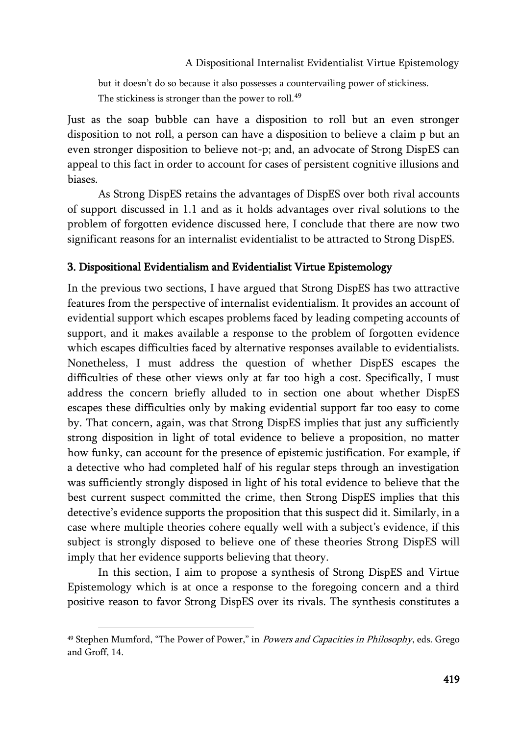but it doesn't do so because it also possesses a countervailing power of stickiness. The stickiness is stronger than the power to roll.[49]

Just as the soap bubble can have a disposition to roll but an even stronger disposition to not roll, a person can have a disposition to believe a claim p but an even stronger disposition to believe not-p; and, an advocate of Strong DispES can appeal to this fact in order to account for cases of persistent cognitive illusions and biases.

As Strong DispES retains the advantages of DispES over both rival accounts of support discussed in 1.1 and as it holds advantages over rival solutions to the problem of forgotten evidence discussed here, I conclude that there are now two significant reasons for an internalist evidentialist to be attracted to Strong DispES.

## 3. Dispositional Evidentialism and Evidentialist Virtue Epistemology

In the previous two sections, I have argued that Strong DispES has two attractive features from the perspective of internalist evidentialism. It provides an account of evidential support which escapes problems faced by leading competing accounts of support, and it makes available a response to the problem of forgotten evidence which escapes difficulties faced by alternative responses available to evidentialists. Nonetheless, I must address the question of whether DispES escapes the difficulties of these other views only at far too high a cost. Specifically, I must address the concern briefly alluded to in section one about whether DispES escapes these difficulties only by making evidential support far too easy to come by. That concern, again, was that Strong DispES implies that just any sufficiently strong disposition in light of total evidence to believe a proposition, no matter how funky, can account for the presence of epistemic justification. For example, if a detective who had completed half of his regular steps through an investigation was sufficiently strongly disposed in light of his total evidence to believe that the best current suspect committed the crime, then Strong DispES implies that this detective's evidence supports the proposition that this suspect did it. Similarly, in a case where multiple theories cohere equally well with a subject's evidence, if this subject is strongly disposed to believe one of these theories Strong DispES will imply that her evidence supports believing that theory.

In this section, I aim to propose a synthesis of Strong DispES and Virtue Epistemology which is at once a response to the foregoing concern and a third positive reason to favor Strong DispES over its rivals. The synthesis constitutes a

---

[49] Stephen Mumford, "The Power of Power," in *Powers and Capacities in Philosophy*, eds. Grego and Groff, 14.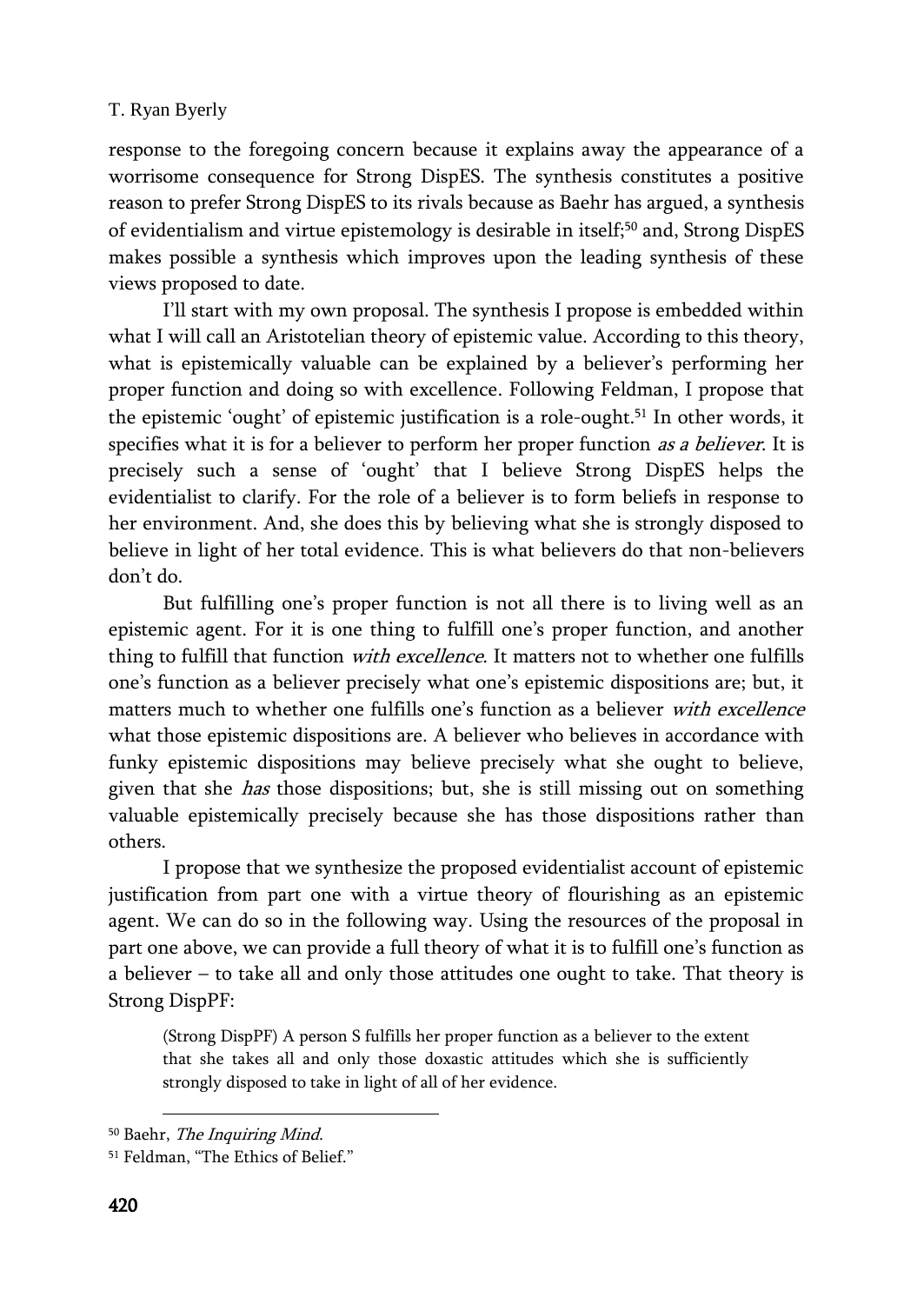response to the foregoing concern because it explains away the appearance of a worrisome consequence for Strong DispES. The synthesis constitutes a positive reason to prefer Strong DispES to its rivals because as Baehr has argued, a synthesis of evidentialism and virtue epistemology is desirable in itself;[50] and, Strong DispES makes possible a synthesis which improves upon the leading synthesis of these views proposed to date.

I'll start with my own proposal. The synthesis I propose is embedded within what I will call an Aristotelian theory of epistemic value. According to this theory, what is epistemically valuable can be explained by a believer's performing her proper function and doing so with excellence. Following Feldman, I propose that the epistemic 'ought' of epistemic justification is a role-ought.[51] In other words, it specifies what it is for a believer to perform her proper function *as a believer*. It is precisely such a sense of 'ought' that I believe Strong DispES helps the evidentialist to clarify. For the role of a believer is to form beliefs in response to her environment. And, she does this by believing what she is strongly disposed to believe in light of her total evidence. This is what believers do that non-believers don't do.

But fulfilling one's proper function is not all there is to living well as an epistemic agent. For it is one thing to fulfill one's proper function, and another thing to fulfill that function *with excellence*. It matters not to whether one fulfills one's function as a believer precisely what one's epistemic dispositions are; but, it matters much to whether one fulfills one's function as a believer *with excellence* what those epistemic dispositions are. A believer who believes in accordance with funky epistemic dispositions may believe precisely what she ought to believe, given that she *has* those dispositions; but, she is still missing out on something valuable epistemically precisely because she has those dispositions rather than others.

I propose that we synthesize the proposed evidentialist account of epistemic justification from part one with a virtue theory of flourishing as an epistemic agent. We can do so in the following way. Using the resources of the proposal in part one above, we can provide a full theory of what it is to fulfill one's function as a believer – to take all and only those attitudes one ought to take. That theory is Strong DispPF:

> (Strong DispPF) A person S fulfills her proper function as a believer to the extent that she takes all and only those doxastic attitudes which she is sufficiently strongly disposed to take in light of all of her evidence.

---

[50] Baehr, *The Inquiring Mind*.

[51] Feldman, "The Ethics of Belief."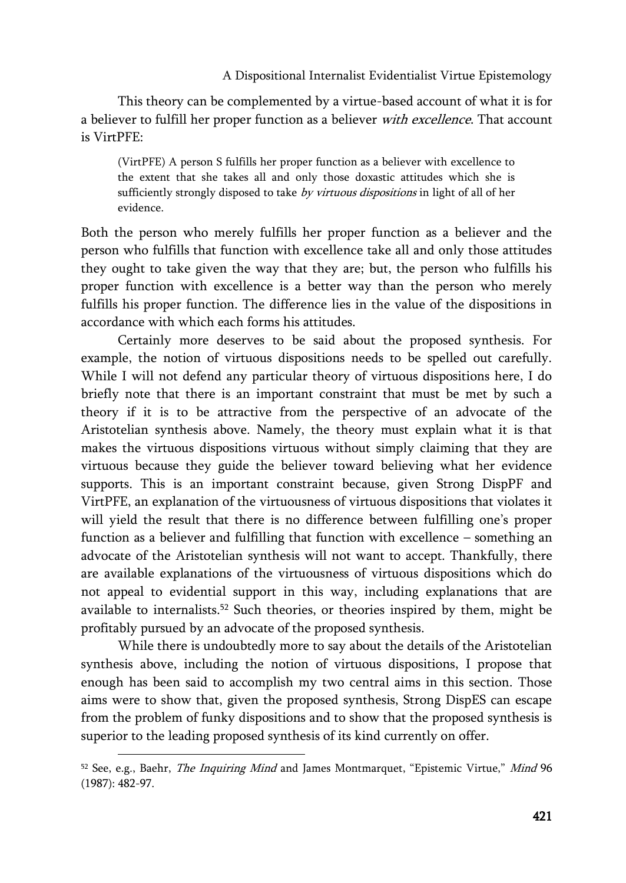This theory can be complemented by a virtue-based account of what it is for a believer to fulfill her proper function as a believer *with excellence*. That account is VirtPFE:

> (VirtPFE) A person S fulfills her proper function as a believer with excellence to the extent that she takes all and only those doxastic attitudes which she is sufficiently strongly disposed to take *by virtuous dispositions* in light of all of her evidence.

Both the person who merely fulfills her proper function as a believer and the person who fulfills that function with excellence take all and only those attitudes they ought to take given the way that they are; but, the person who fulfills his proper function with excellence is a better way than the person who merely fulfills his proper function. The difference lies in the value of the dispositions in accordance with which each forms his attitudes.

Certainly more deserves to be said about the proposed synthesis. For example, the notion of virtuous dispositions needs to be spelled out carefully. While I will not defend any particular theory of virtuous dispositions here, I do briefly note that there is an important constraint that must be met by such a theory if it is to be attractive from the perspective of an advocate of the Aristotelian synthesis above. Namely, the theory must explain what it is that makes the virtuous dispositions virtuous without simply claiming that they are virtuous because they guide the believer toward believing what her evidence supports. This is an important constraint because, given Strong DispPF and VirtPFE, an explanation of the virtuousness of virtuous dispositions that violates it will yield the result that there is no difference between fulfilling one's proper function as a believer and fulfilling that function with excellence – something an advocate of the Aristotelian synthesis will not want to accept. Thankfully, there are available explanations of the virtuousness of virtuous dispositions which do not appeal to evidential support in this way, including explanations that are available to internalists.[52] Such theories, or theories inspired by them, might be profitably pursued by an advocate of the proposed synthesis.

While there is undoubtedly more to say about the details of the Aristotelian synthesis above, including the notion of virtuous dispositions, I propose that enough has been said to accomplish my two central aims in this section. Those aims were to show that, given the proposed synthesis, Strong DispES can escape from the problem of funky dispositions and to show that the proposed synthesis is superior to the leading proposed synthesis of its kind currently on offer.

---

[52] See, e.g., Baehr, *The Inquiring Mind* and James Montmarquet, "Epistemic Virtue," *Mind* 96 (1987): 482-97.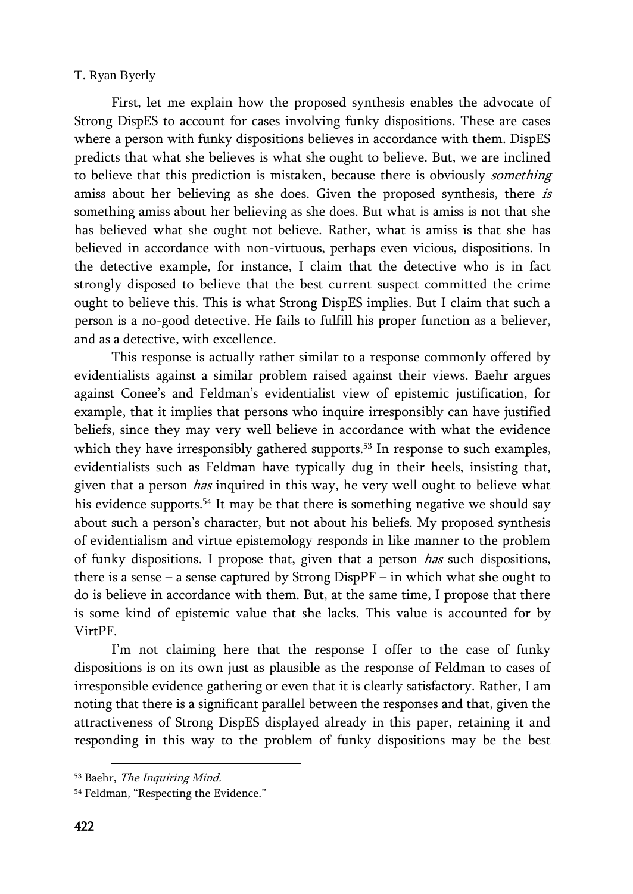First, let me explain how the proposed synthesis enables the advocate of Strong DispES to account for cases involving funky dispositions. These are cases where a person with funky dispositions believes in accordance with them. DispES predicts that what she believes is what she ought to believe. But, we are inclined to believe that this prediction is mistaken, because there is obviously *something* amiss about her believing as she does. Given the proposed synthesis, there *is* something amiss about her believing as she does. But what is amiss is not that she has believed what she ought not believe. Rather, what is amiss is that she has believed in accordance with non-virtuous, perhaps even vicious, dispositions. In the detective example, for instance, I claim that the detective who is in fact strongly disposed to believe that the best current suspect committed the crime ought to believe this. This is what Strong DispES implies. But I claim that such a person is a no-good detective. He fails to fulfill his proper function as a believer, and as a detective, with excellence.

This response is actually rather similar to a response commonly offered by evidentialists against a similar problem raised against their views. Baehr argues against Conee's and Feldman's evidentialist view of epistemic justification, for example, that it implies that persons who inquire irresponsibly can have justified beliefs, since they may very well believe in accordance with what the evidence which they have irresponsibly gathered supports.[53] In response to such examples, evidentialists such as Feldman have typically dug in their heels, insisting that, given that a person *has* inquired in this way, he very well ought to believe what his evidence supports.[54] It may be that there is something negative we should say about such a person's character, but not about his beliefs. My proposed synthesis of evidentialism and virtue epistemology responds in like manner to the problem of funky dispositions. I propose that, given that a person *has* such dispositions, there is a sense – a sense captured by Strong DispPF – in which what she ought to do is believe in accordance with them. But, at the same time, I propose that there is some kind of epistemic value that she lacks. This value is accounted for by VirtPF.

I'm not claiming here that the response I offer to the case of funky dispositions is on its own just as plausible as the response of Feldman to cases of irresponsible evidence gathering or even that it is clearly satisfactory. Rather, I am noting that there is a significant parallel between the responses and that, given the attractiveness of Strong DispES displayed already in this paper, retaining it and responding in this way to the problem of funky dispositions may be the best

---

[53] Baehr, *The Inquiring Mind.*

[54] Feldman, "Respecting the Evidence."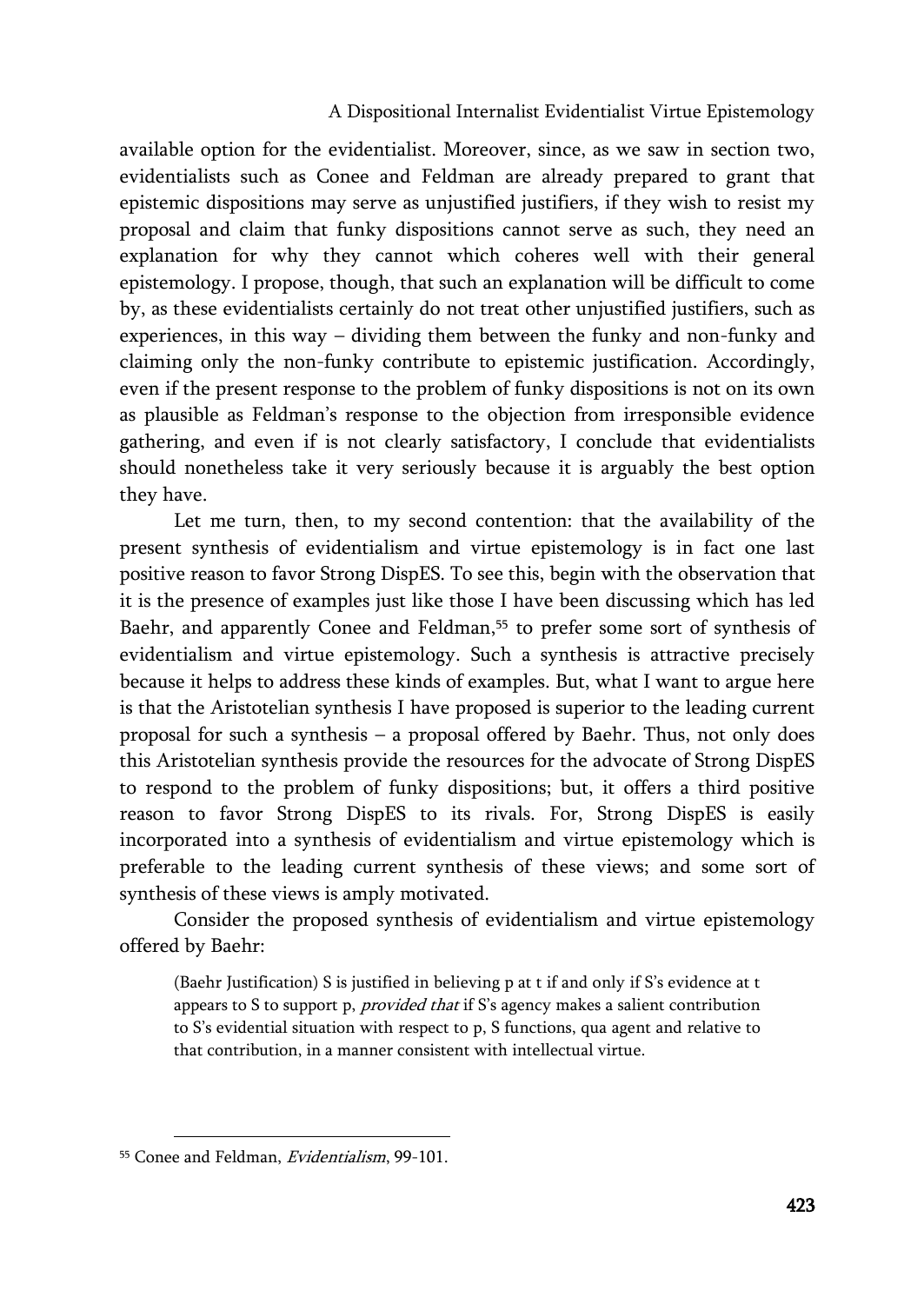available option for the evidentialist. Moreover, since, as we saw in section two, evidentialists such as Conee and Feldman are already prepared to grant that epistemic dispositions may serve as unjustified justifiers, if they wish to resist my proposal and claim that funky dispositions cannot serve as such, they need an explanation for why they cannot which coheres well with their general epistemology. I propose, though, that such an explanation will be difficult to come by, as these evidentialists certainly do not treat other unjustified justifiers, such as experiences, in this way – dividing them between the funky and non-funky and claiming only the non-funky contribute to epistemic justification. Accordingly, even if the present response to the problem of funky dispositions is not on its own as plausible as Feldman's response to the objection from irresponsible evidence gathering, and even if is not clearly satisfactory, I conclude that evidentialists should nonetheless take it very seriously because it is arguably the best option they have.

Let me turn, then, to my second contention: that the availability of the present synthesis of evidentialism and virtue epistemology is in fact one last positive reason to favor Strong DispES. To see this, begin with the observation that it is the presence of examples just like those I have been discussing which has led Baehr, and apparently Conee and Feldman,[55] to prefer some sort of synthesis of evidentialism and virtue epistemology. Such a synthesis is attractive precisely because it helps to address these kinds of examples. But, what I want to argue here is that the Aristotelian synthesis I have proposed is superior to the leading current proposal for such a synthesis – a proposal offered by Baehr. Thus, not only does this Aristotelian synthesis provide the resources for the advocate of Strong DispES to respond to the problem of funky dispositions; but, it offers a third positive reason to favor Strong DispES to its rivals. For, Strong DispES is easily incorporated into a synthesis of evidentialism and virtue epistemology which is preferable to the leading current synthesis of these views; and some sort of synthesis of these views is amply motivated.

Consider the proposed synthesis of evidentialism and virtue epistemology offered by Baehr:

> (Baehr Justification) S is justified in believing p at t if and only if S's evidence at t appears to S to support p, *provided that* if S's agency makes a salient contribution to S's evidential situation with respect to p, S functions, qua agent and relative to that contribution, in a manner consistent with intellectual virtue.

[55] Conee and Feldman, *Evidentialism*, 99-101.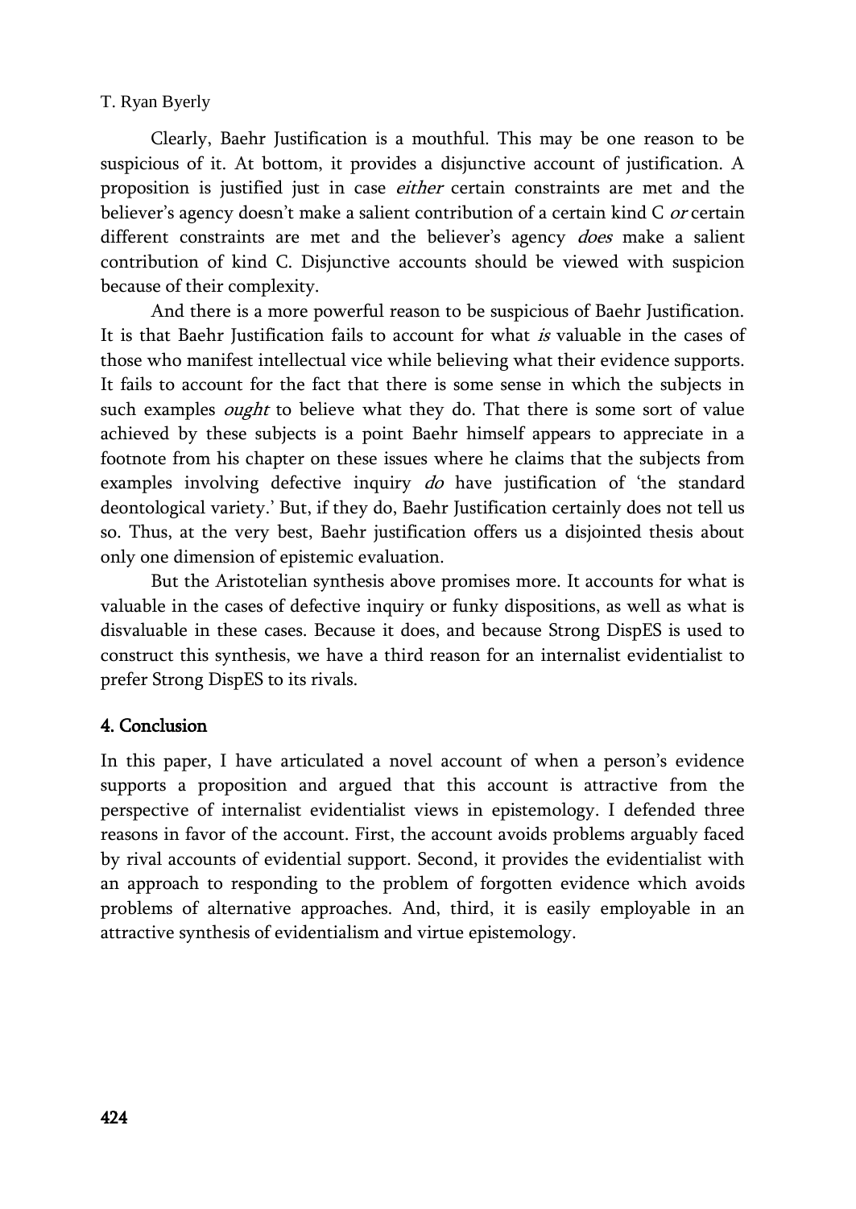Clearly, Baehr Justification is a mouthful. This may be one reason to be suspicious of it. At bottom, it provides a disjunctive account of justification. A proposition is justified just in case *either* certain constraints are met and the believer's agency doesn't make a salient contribution of a certain kind C *or* certain different constraints are met and the believer's agency *does* make a salient contribution of kind C. Disjunctive accounts should be viewed with suspicion because of their complexity.

And there is a more powerful reason to be suspicious of Baehr Justification. It is that Baehr Justification fails to account for what *is* valuable in the cases of those who manifest intellectual vice while believing what their evidence supports. It fails to account for the fact that there is some sense in which the subjects in such examples *ought* to believe what they do. That there is some sort of value achieved by these subjects is a point Baehr himself appears to appreciate in a footnote from his chapter on these issues where he claims that the subjects from examples involving defective inquiry *do* have justification of 'the standard deontological variety.' But, if they do, Baehr Justification certainly does not tell us so. Thus, at the very best, Baehr justification offers us a disjointed thesis about only one dimension of epistemic evaluation.

But the Aristotelian synthesis above promises more. It accounts for what is valuable in the cases of defective inquiry or funky dispositions, as well as what is disvaluable in these cases. Because it does, and because Strong DispES is used to construct this synthesis, we have a third reason for an internalist evidentialist to prefer Strong DispES to its rivals.

## 4. Conclusion

In this paper, I have articulated a novel account of when a person's evidence supports a proposition and argued that this account is attractive from the perspective of internalist evidentialist views in epistemology. I defended three reasons in favor of the account. First, the account avoids problems arguably faced by rival accounts of evidential support. Second, it provides the evidentialist with an approach to responding to the problem of forgotten evidence which avoids problems of alternative approaches. And, third, it is easily employable in an attractive synthesis of evidentialism and virtue epistemology.